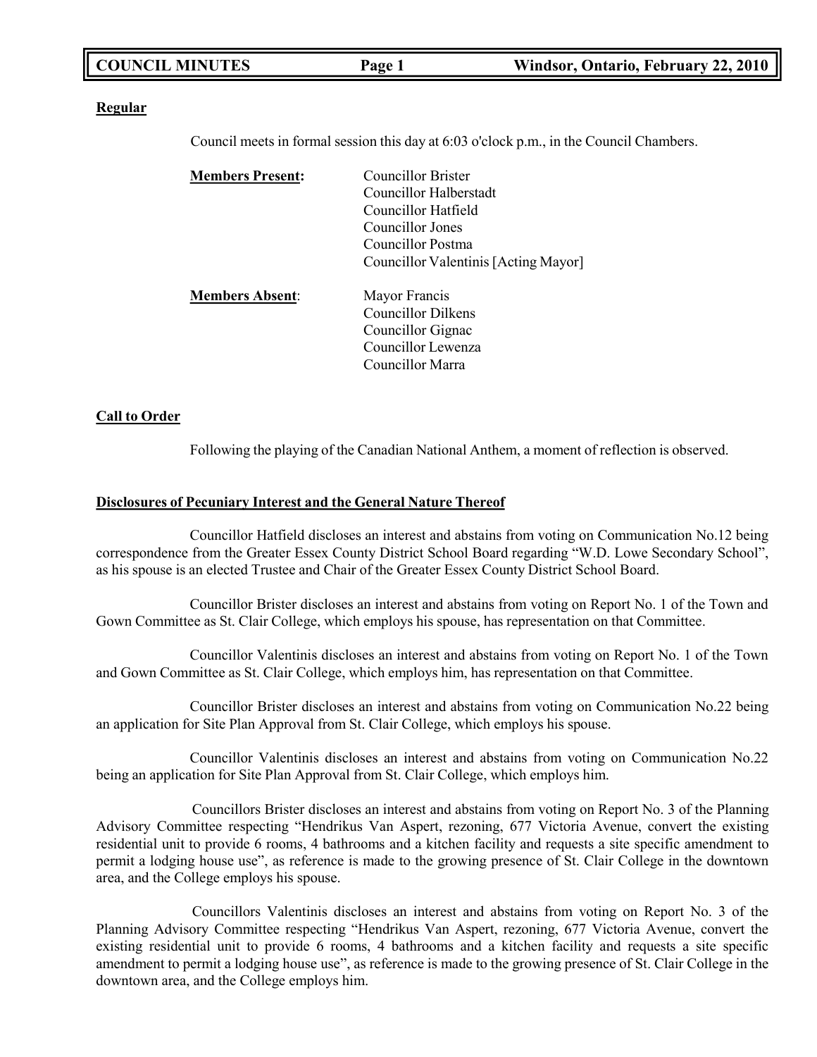**Regular**

Council meets in formal session this day at 6:03 o'clock p.m., in the Council Chambers.

**Members Present:**

Councillor Brister
Councillor Halberstadt
Councillor Hatfield
Councillor Jones
Councillor Postma
Councillor Valentinis [Acting Mayor]

**Members Absent:**

Mayor Francis
Councillor Dilkens
Councillor Gignac
Councillor Lewenza
Councillor Marra

**Call to Order**

Following the playing of the Canadian National Anthem, a moment of reflection is observed.

**Disclosures of Pecuniary Interest and the General Nature Thereof**

Councillor Hatfield discloses an interest and abstains from voting on Communication No.12 being correspondence from the Greater Essex County District School Board regarding "W.D. Lowe Secondary School", as his spouse is an elected Trustee and Chair of the Greater Essex County District School Board.

Councillor Brister discloses an interest and abstains from voting on Report No. 1 of the Town and Gown Committee as St. Clair College, which employs his spouse, has representation on that Committee.

Councillor Valentinis discloses an interest and abstains from voting on Report No. 1 of the Town and Gown Committee as St. Clair College, which employs him, has representation on that Committee.

Councillor Brister discloses an interest and abstains from voting on Communication No.22 being an application for Site Plan Approval from St. Clair College, which employs his spouse.

Councillor Valentinis discloses an interest and abstains from voting on Communication No.22 being an application for Site Plan Approval from St. Clair College, which employs him.

Councillors Brister discloses an interest and abstains from voting on Report No. 3 of the Planning Advisory Committee respecting "Hendrikus Van Aspert, rezoning, 677 Victoria Avenue, convert the existing residential unit to provide 6 rooms, 4 bathrooms and a kitchen facility and requests a site specific amendment to permit a lodging house use", as reference is made to the growing presence of St. Clair College in the downtown area, and the College employs his spouse.

Councillors Valentinis discloses an interest and abstains from voting on Report No. 3 of the Planning Advisory Committee respecting "Hendrikus Van Aspert, rezoning, 677 Victoria Avenue, convert the existing residential unit to provide 6 rooms, 4 bathrooms and a kitchen facility and requests a site specific amendment to permit a lodging house use", as reference is made to the growing presence of St. Clair College in the downtown area, and the College employs him.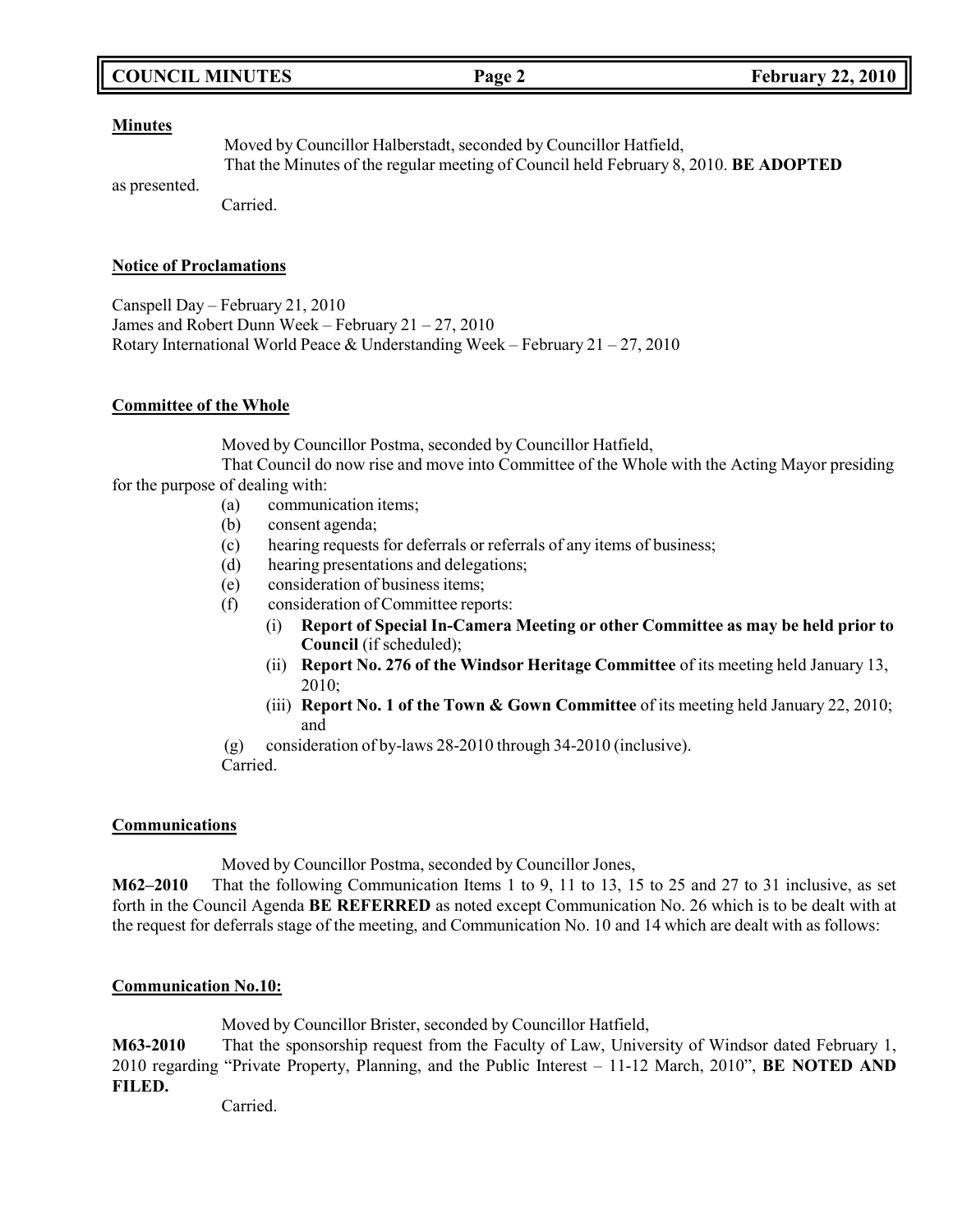**Minutes**

Moved by Councillor Halberstadt, seconded by Councillor Hatfield,
That the Minutes of the regular meeting of Council held February 8, 2010. **BE ADOPTED** as presented.
Carried.

**Notice of Proclamations**

Canspell Day – February 21, 2010
James and Robert Dunn Week – February 21 – 27, 2010
Rotary International World Peace & Understanding Week – February 21 – 27, 2010

**Committee of the Whole**

Moved by Councillor Postma, seconded by Councillor Hatfield,
That Council do now rise and move into Committee of the Whole with the Acting Mayor presiding for the purpose of dealing with:

(a) communication items;
(b) consent agenda;
(c) hearing requests for deferrals or referrals of any items of business;
(d) hearing presentations and delegations;
(e) consideration of business items;
(f) consideration of Committee reports:
  (i) **Report of Special In-Camera Meeting or other Committee as may be held prior to Council** (if scheduled);
  (ii) **Report No. 276 of the Windsor Heritage Committee** of its meeting held January 13, 2010;
  (iii) **Report No. 1 of the Town & Gown Committee** of its meeting held January 22, 2010; and
(g) consideration of by-laws 28-2010 through 34-2010 (inclusive).

Carried.

**Communications**

Moved by Councillor Postma, seconded by Councillor Jones,
**M62–2010** That the following Communication Items 1 to 9, 11 to 13, 15 to 25 and 27 to 31 inclusive, as set forth in the Council Agenda **BE REFERRED** as noted except Communication No. 26 which is to be dealt with at the request for deferrals stage of the meeting, and Communication No. 10 and 14 which are dealt with as follows:

**Communication No.10:**

Moved by Councillor Brister, seconded by Councillor Hatfield,
**M63-2010** That the sponsorship request from the Faculty of Law, University of Windsor dated February 1, 2010 regarding "Private Property, Planning, and the Public Interest – 11-12 March, 2010", **BE NOTED AND FILED.**
Carried.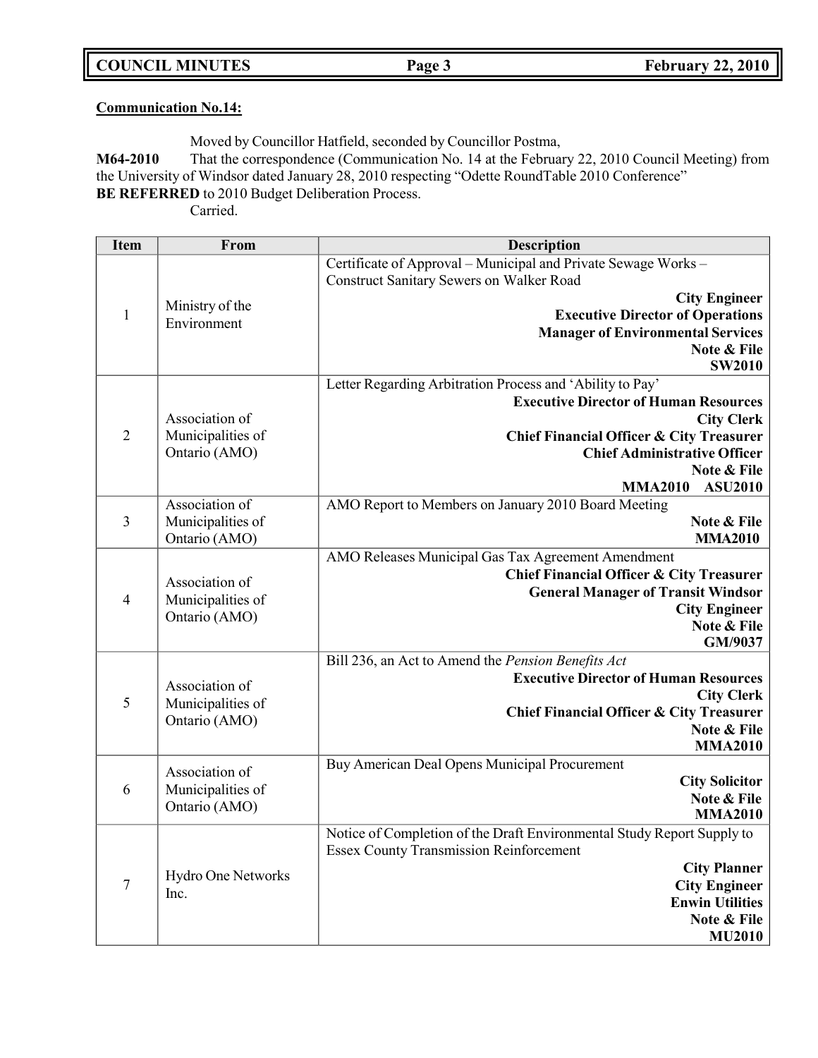**Communication No.14:**

Moved by Councillor Hatfield, seconded by Councillor Postma,

**M64-2010** That the correspondence (Communication No. 14 at the February 22, 2010 Council Meeting) from the University of Windsor dated January 28, 2010 respecting "Odette RoundTable 2010 Conference" **BE REFERRED** to 2010 Budget Deliberation Process.

Carried.

| Item | From | Description |
|---|---|---|
| 1 | Ministry of the Environment | Certificate of Approval – Municipal and Private Sewage Works – Construct Sanitary Sewers on Walker Road<br>**City Engineer**<br>**Executive Director of Operations**<br>**Manager of Environmental Services**<br>**Note & File**<br>**SW2010** |
| 2 | Association of Municipalities of Ontario (AMO) | Letter Regarding Arbitration Process and 'Ability to Pay'<br>**Executive Director of Human Resources**<br>**City Clerk**<br>**Chief Financial Officer & City Treasurer**<br>**Chief Administrative Officer**<br>**Note & File**<br>**MMA2010 ASU2010** |
| 3 | Association of Municipalities of Ontario (AMO) | AMO Report to Members on January 2010 Board Meeting<br>**Note & File**<br>**MMA2010** |
| 4 | Association of Municipalities of Ontario (AMO) | AMO Releases Municipal Gas Tax Agreement Amendment<br>**Chief Financial Officer & City Treasurer**<br>**General Manager of Transit Windsor**<br>**City Engineer**<br>**Note & File**<br>**GM/9037** |
| 5 | Association of Municipalities of Ontario (AMO) | Bill 236, an Act to Amend the *Pension Benefits Act*<br>**Executive Director of Human Resources**<br>**City Clerk**<br>**Chief Financial Officer & City Treasurer**<br>**Note & File**<br>**MMA2010** |
| 6 | Association of Municipalities of Ontario (AMO) | Buy American Deal Opens Municipal Procurement<br>**City Solicitor**<br>**Note & File**<br>**MMA2010** |
| 7 | Hydro One Networks Inc. | Notice of Completion of the Draft Environmental Study Report Supply to Essex County Transmission Reinforcement<br>**City Planner**<br>**City Engineer**<br>**Enwin Utilities**<br>**Note & File**<br>**MU2010** |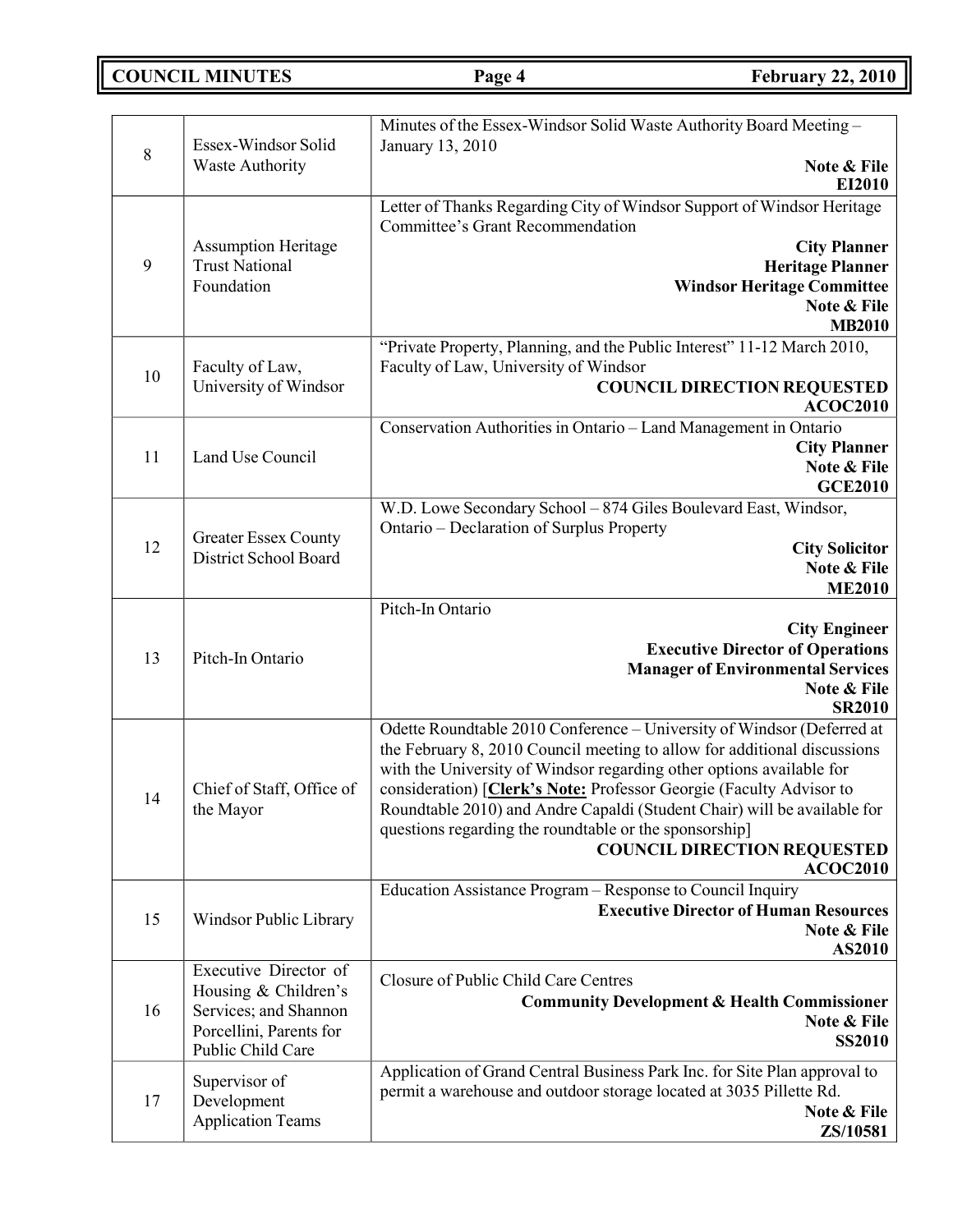| | | |
|---|---|---|
| 8 | Essex-Windsor Solid Waste Authority | Minutes of the Essex-Windsor Solid Waste Authority Board Meeting – January 13, 2010<br>**Note & File**<br>**EI2010** |
| 9 | Assumption Heritage Trust National Foundation | Letter of Thanks Regarding City of Windsor Support of Windsor Heritage Committee's Grant Recommendation<br>**City Planner**<br>**Heritage Planner**<br>**Windsor Heritage Committee**<br>**Note & File**<br>**MB2010** |
| 10 | Faculty of Law, University of Windsor | "Private Property, Planning, and the Public Interest" 11-12 March 2010, Faculty of Law, University of Windsor<br>**COUNCIL DIRECTION REQUESTED**<br>**ACOC2010** |
| 11 | Land Use Council | Conservation Authorities in Ontario – Land Management in Ontario<br>**City Planner**<br>**Note & File**<br>**GCE2010** |
| 12 | Greater Essex County District School Board | W.D. Lowe Secondary School – 874 Giles Boulevard East, Windsor, Ontario – Declaration of Surplus Property<br>**City Solicitor**<br>**Note & File**<br>**ME2010** |
| 13 | Pitch-In Ontario | Pitch-In Ontario<br>**City Engineer**<br>**Executive Director of Operations**<br>**Manager of Environmental Services**<br>**Note & File**<br>**SR2010** |
| 14 | Chief of Staff, Office of the Mayor | Odette Roundtable 2010 Conference – University of Windsor (Deferred at the February 8, 2010 Council meeting to allow for additional discussions with the University of Windsor regarding other options available for consideration) [**Clerk's Note:** Professor Georgie (Faculty Advisor to Roundtable 2010) and Andre Capaldi (Student Chair) will be available for questions regarding the roundtable or the sponsorship]<br>**COUNCIL DIRECTION REQUESTED**<br>**ACOC2010** |
| 15 | Windsor Public Library | Education Assistance Program – Response to Council Inquiry<br>**Executive Director of Human Resources**<br>**Note & File**<br>**AS2010** |
| 16 | Executive Director of Housing & Children's Services; and Shannon Porcellini, Parents for Public Child Care | Closure of Public Child Care Centres<br>**Community Development & Health Commissioner**<br>**Note & File**<br>**SS2010** |
| 17 | Supervisor of Development Application Teams | Application of Grand Central Business Park Inc. for Site Plan approval to permit a warehouse and outdoor storage located at 3035 Pillette Rd.<br>**Note & File**<br>**ZS/10581** |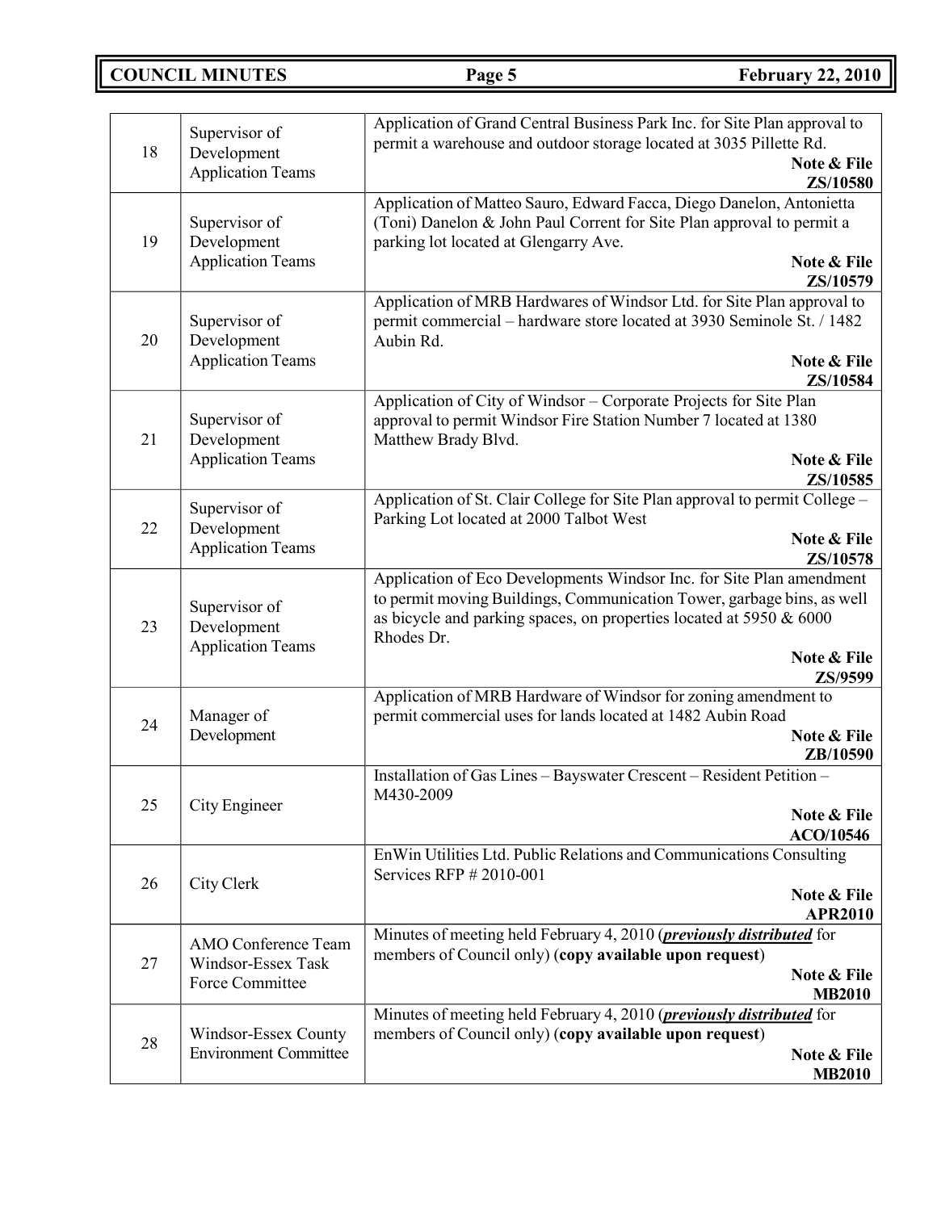| | | |
|---|---|---|
| 18 | Supervisor of Development Application Teams | Application of Grand Central Business Park Inc. for Site Plan approval to permit a warehouse and outdoor storage located at 3035 Pillette Rd. **Note & File** **ZS/10580** |
| 19 | Supervisor of Development Application Teams | Application of Matteo Sauro, Edward Facca, Diego Danelon, Antonietta (Toni) Danelon & John Paul Corrent for Site Plan approval to permit a parking lot located at Glengarry Ave. **Note & File** **ZS/10579** |
| 20 | Supervisor of Development Application Teams | Application of MRB Hardwares of Windsor Ltd. for Site Plan approval to permit commercial – hardware store located at 3930 Seminole St. / 1482 Aubin Rd. **Note & File** **ZS/10584** |
| 21 | Supervisor of Development Application Teams | Application of City of Windsor – Corporate Projects for Site Plan approval to permit Windsor Fire Station Number 7 located at 1380 Matthew Brady Blvd. **Note & File** **ZS/10585** |
| 22 | Supervisor of Development Application Teams | Application of St. Clair College for Site Plan approval to permit College – Parking Lot located at 2000 Talbot West **Note & File** **ZS/10578** |
| 23 | Supervisor of Development Application Teams | Application of Eco Developments Windsor Inc. for Site Plan amendment to permit moving Buildings, Communication Tower, garbage bins, as well as bicycle and parking spaces, on properties located at 5950 & 6000 Rhodes Dr. **Note & File** **ZS/9599** |
| 24 | Manager of Development | Application of MRB Hardware of Windsor for zoning amendment to permit commercial uses for lands located at 1482 Aubin Road **Note & File** **ZB/10590** |
| 25 | City Engineer | Installation of Gas Lines – Bayswater Crescent – Resident Petition – M430-2009 **Note & File** **ACO/10546** |
| 26 | City Clerk | EnWin Utilities Ltd. Public Relations and Communications Consulting Services RFP # 2010-001 **Note & File** **APR2010** |
| 27 | AMO Conference Team Windsor-Essex Task Force Committee | Minutes of meeting held February 4, 2010 (***previously distributed*** for members of Council only) (**copy available upon request**) **Note & File** **MB2010** |
| 28 | Windsor-Essex County Environment Committee | Minutes of meeting held February 4, 2010 (***previously distributed*** for members of Council only) (**copy available upon request**) **Note & File** **MB2010** |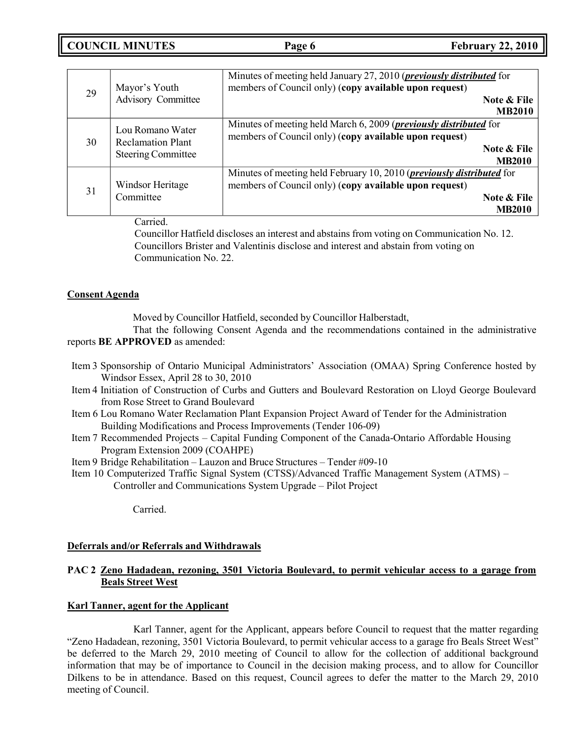| 29 | Mayor's Youth Advisory Committee | Minutes of meeting held January 27, 2010 (***previously distributed*** for members of Council only) (**copy available upon request**) **Note & File MB2010** |
|---|---|---|
| 30 | Lou Romano Water Reclamation Plant Steering Committee | Minutes of meeting held March 6, 2009 (***previously distributed*** for members of Council only) (**copy available upon request**) **Note & File MB2010** |
| 31 | Windsor Heritage Committee | Minutes of meeting held February 10, 2010 (***previously distributed*** for members of Council only) (**copy available upon request**) **Note & File MB2010** |

Carried.

Councillor Hatfield discloses an interest and abstains from voting on Communication No. 12. Councillors Brister and Valentinis disclose and interest and abstain from voting on Communication No. 22.

**Consent Agenda**

Moved by Councillor Hatfield, seconded by Councillor Halberstadt,

That the following Consent Agenda and the recommendations contained in the administrative reports **BE APPROVED** as amended:

- Item 3 Sponsorship of Ontario Municipal Administrators' Association (OMAA) Spring Conference hosted by Windsor Essex, April 28 to 30, 2010
- Item 4 Initiation of Construction of Curbs and Gutters and Boulevard Restoration on Lloyd George Boulevard from Rose Street to Grand Boulevard
- Item 6 Lou Romano Water Reclamation Plant Expansion Project Award of Tender for the Administration Building Modifications and Process Improvements (Tender 106-09)
- Item 7 Recommended Projects – Capital Funding Component of the Canada-Ontario Affordable Housing Program Extension 2009 (COAHPE)
- Item 9 Bridge Rehabilitation – Lauzon and Bruce Structures – Tender #09-10
- Item 10 Computerized Traffic Signal System (CTSS)/Advanced Traffic Management System (ATMS) – Controller and Communications System Upgrade – Pilot Project

Carried.

**Deferrals and/or Referrals and Withdrawals**

**PAC 2 Zeno Hadadean, rezoning, 3501 Victoria Boulevard, to permit vehicular access to a garage from Beals Street West**

**Karl Tanner, agent for the Applicant**

Karl Tanner, agent for the Applicant, appears before Council to request that the matter regarding "Zeno Hadadean, rezoning, 3501 Victoria Boulevard, to permit vehicular access to a garage fro Beals Street West" be deferred to the March 29, 2010 meeting of Council to allow for the collection of additional background information that may be of importance to Council in the decision making process, and to allow for Councillor Dilkens to be in attendance. Based on this request, Council agrees to defer the matter to the March 29, 2010 meeting of Council.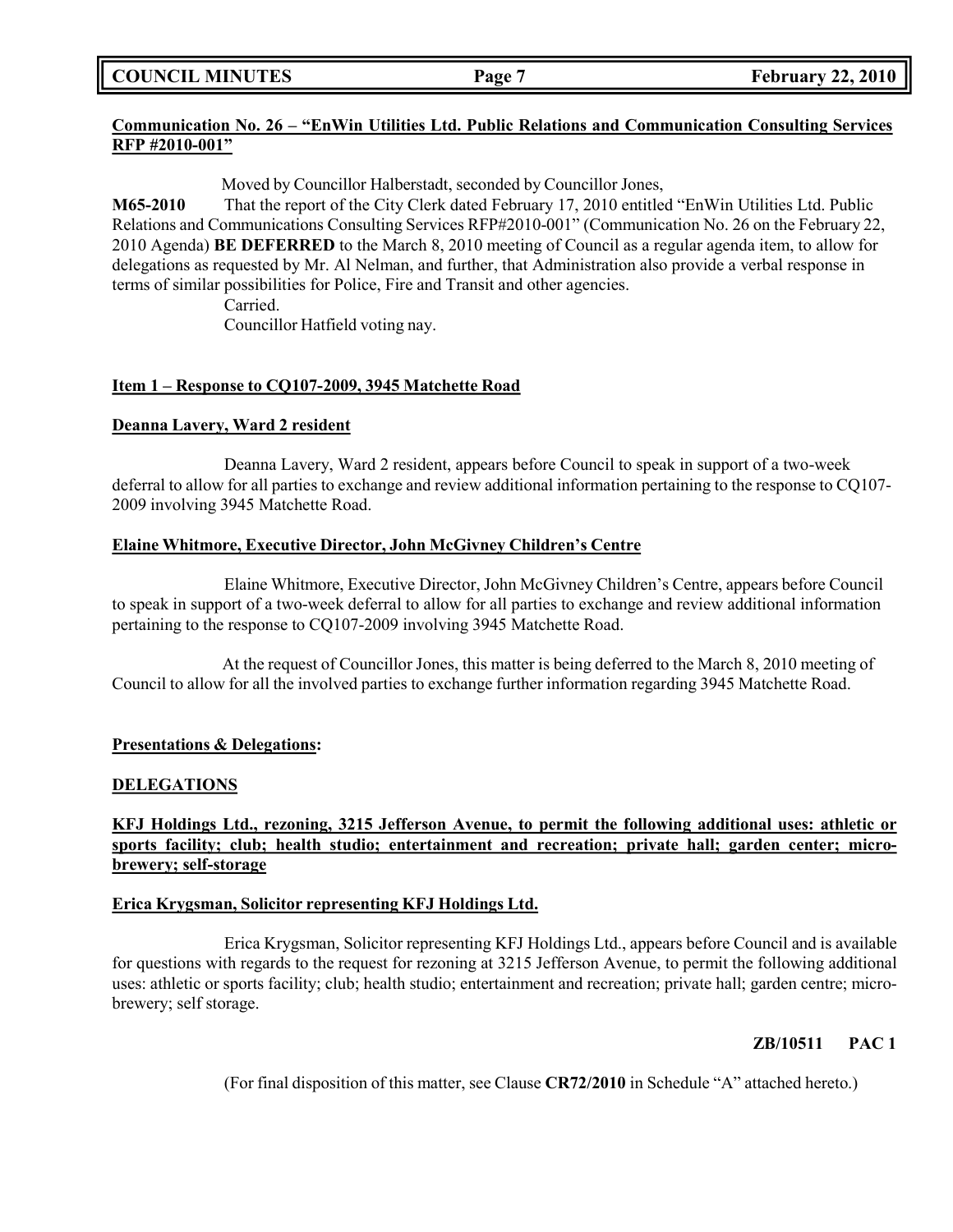**Communication No. 26 – "EnWin Utilities Ltd. Public Relations and Communication Consulting Services RFP #2010-001"**

Moved by Councillor Halberstadt, seconded by Councillor Jones,

**M65-2010** That the report of the City Clerk dated February 17, 2010 entitled "EnWin Utilities Ltd. Public Relations and Communications Consulting Services RFP#2010-001" (Communication No. 26 on the February 22, 2010 Agenda) **BE DEFERRED** to the March 8, 2010 meeting of Council as a regular agenda item, to allow for delegations as requested by Mr. Al Nelman, and further, that Administration also provide a verbal response in terms of similar possibilities for Police, Fire and Transit and other agencies.

Carried.

Councillor Hatfield voting nay.

**Item 1 – Response to CQ107-2009, 3945 Matchette Road**

**Deanna Lavery, Ward 2 resident**

Deanna Lavery, Ward 2 resident, appears before Council to speak in support of a two-week deferral to allow for all parties to exchange and review additional information pertaining to the response to CQ107-2009 involving 3945 Matchette Road.

**Elaine Whitmore, Executive Director, John McGivney Children's Centre**

Elaine Whitmore, Executive Director, John McGivney Children's Centre, appears before Council to speak in support of a two-week deferral to allow for all parties to exchange and review additional information pertaining to the response to CQ107-2009 involving 3945 Matchette Road.

At the request of Councillor Jones, this matter is being deferred to the March 8, 2010 meeting of Council to allow for all the involved parties to exchange further information regarding 3945 Matchette Road.

**Presentations & Delegations:**

**DELEGATIONS**

**KFJ Holdings Ltd., rezoning, 3215 Jefferson Avenue, to permit the following additional uses: athletic or sports facility; club; health studio; entertainment and recreation; private hall; garden center; micro-brewery; self-storage**

**Erica Krygsman, Solicitor representing KFJ Holdings Ltd.**

Erica Krygsman, Solicitor representing KFJ Holdings Ltd., appears before Council and is available for questions with regards to the request for rezoning at 3215 Jefferson Avenue, to permit the following additional uses: athletic or sports facility; club; health studio; entertainment and recreation; private hall; garden centre; micro-brewery; self storage.

**ZB/10511 PAC 1**

(For final disposition of this matter, see Clause **CR72/2010** in Schedule "A" attached hereto.)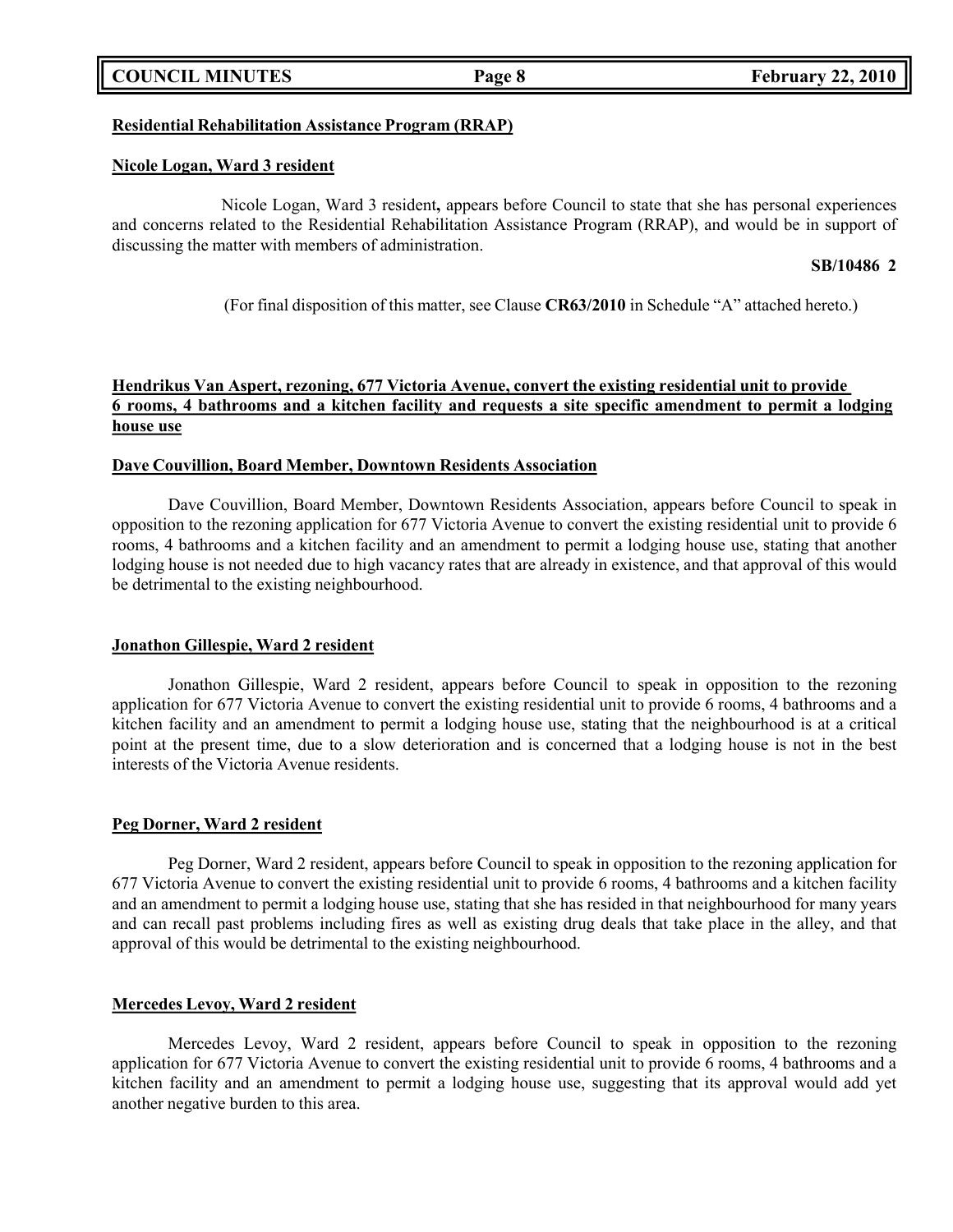**Residential Rehabilitation Assistance Program (RRAP)**

**Nicole Logan, Ward 3 resident**

Nicole Logan, Ward 3 resident**,** appears before Council to state that she has personal experiences and concerns related to the Residential Rehabilitation Assistance Program (RRAP), and would be in support of discussing the matter with members of administration.

**SB/10486 2**

(For final disposition of this matter, see Clause **CR63/2010** in Schedule "A" attached hereto.)

**Hendrikus Van Aspert, rezoning, 677 Victoria Avenue, convert the existing residential unit to provide 6 rooms, 4 bathrooms and a kitchen facility and requests a site specific amendment to permit a lodging house use**

**Dave Couvillion, Board Member, Downtown Residents Association**

Dave Couvillion, Board Member, Downtown Residents Association, appears before Council to speak in opposition to the rezoning application for 677 Victoria Avenue to convert the existing residential unit to provide 6 rooms, 4 bathrooms and a kitchen facility and an amendment to permit a lodging house use, stating that another lodging house is not needed due to high vacancy rates that are already in existence, and that approval of this would be detrimental to the existing neighbourhood.

**Jonathon Gillespie, Ward 2 resident**

Jonathon Gillespie, Ward 2 resident, appears before Council to speak in opposition to the rezoning application for 677 Victoria Avenue to convert the existing residential unit to provide 6 rooms, 4 bathrooms and a kitchen facility and an amendment to permit a lodging house use, stating that the neighbourhood is at a critical point at the present time, due to a slow deterioration and is concerned that a lodging house is not in the best interests of the Victoria Avenue residents.

**Peg Dorner, Ward 2 resident**

Peg Dorner, Ward 2 resident, appears before Council to speak in opposition to the rezoning application for 677 Victoria Avenue to convert the existing residential unit to provide 6 rooms, 4 bathrooms and a kitchen facility and an amendment to permit a lodging house use, stating that she has resided in that neighbourhood for many years and can recall past problems including fires as well as existing drug deals that take place in the alley, and that approval of this would be detrimental to the existing neighbourhood.

**Mercedes Levoy, Ward 2 resident**

Mercedes Levoy, Ward 2 resident, appears before Council to speak in opposition to the rezoning application for 677 Victoria Avenue to convert the existing residential unit to provide 6 rooms, 4 bathrooms and a kitchen facility and an amendment to permit a lodging house use, suggesting that its approval would add yet another negative burden to this area.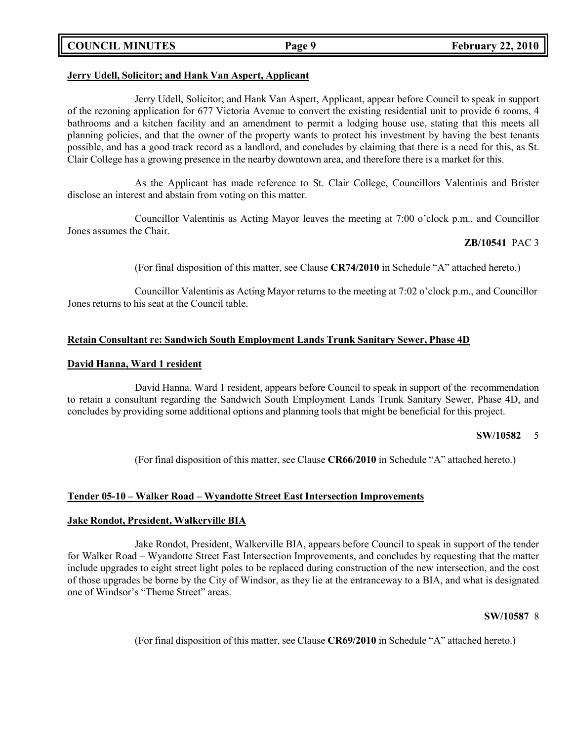**Jerry Udell, Solicitor; and Hank Van Aspert, Applicant**

Jerry Udell, Solicitor; and Hank Van Aspert, Applicant, appear before Council to speak in support of the rezoning application for 677 Victoria Avenue to convert the existing residential unit to provide 6 rooms, 4 bathrooms and a kitchen facility and an amendment to permit a lodging house use, stating that this meets all planning policies, and that the owner of the property wants to protect his investment by having the best tenants possible, and has a good track record as a landlord, and concludes by claiming that there is a need for this, as St. Clair College has a growing presence in the nearby downtown area, and therefore there is a market for this.

As the Applicant has made reference to St. Clair College, Councillors Valentinis and Brister disclose an interest and abstain from voting on this matter.

Councillor Valentinis as Acting Mayor leaves the meeting at 7:00 o'clock p.m., and Councillor Jones assumes the Chair.

**ZB/10541** PAC 3

(For final disposition of this matter, see Clause **CR74/2010** in Schedule "A" attached hereto.)

Councillor Valentinis as Acting Mayor returns to the meeting at 7:02 o'clock p.m., and Councillor Jones returns to his seat at the Council table.

**Retain Consultant re: Sandwich South Employment Lands Trunk Sanitary Sewer, Phase 4D**

**David Hanna, Ward 1 resident**

David Hanna, Ward 1 resident, appears before Council to speak in support of the recommendation to retain a consultant regarding the Sandwich South Employment Lands Trunk Sanitary Sewer, Phase 4D, and concludes by providing some additional options and planning tools that might be beneficial for this project.

**SW/10582** 5

(For final disposition of this matter, see Clause **CR66/2010** in Schedule "A" attached hereto.)

**Tender 05-10 – Walker Road – Wyandotte Street East Intersection Improvements**

**Jake Rondot, President, Walkerville BIA**

Jake Rondot, President, Walkerville BIA, appears before Council to speak in support of the tender for Walker Road – Wyandotte Street East Intersection Improvements, and concludes by requesting that the matter include upgrades to eight street light poles to be replaced during construction of the new intersection, and the cost of those upgrades be borne by the City of Windsor, as they lie at the entranceway to a BIA, and what is designated one of Windsor's "Theme Street" areas.

**SW/10587** 8

(For final disposition of this matter, see Clause **CR69/2010** in Schedule "A" attached hereto.)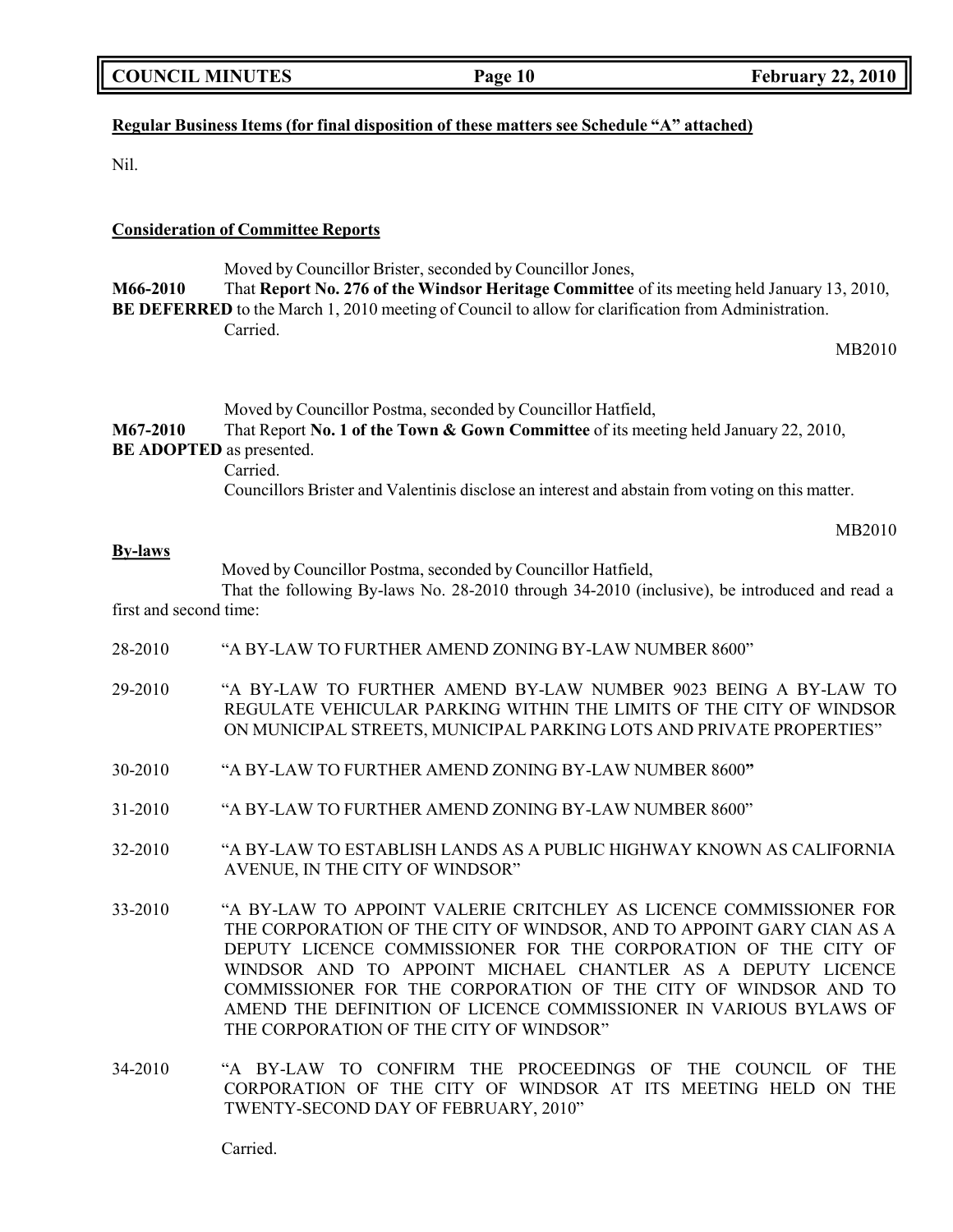**Regular Business Items (for final disposition of these matters see Schedule "A" attached)**

Nil.

**Consideration of Committee Reports**

Moved by Councillor Brister, seconded by Councillor Jones,

**M66-2010** That **Report No. 276 of the Windsor Heritage Committee** of its meeting held January 13, 2010, **BE DEFERRED** to the March 1, 2010 meeting of Council to allow for clarification from Administration.

Carried.

MB2010

Moved by Councillor Postma, seconded by Councillor Hatfield,

**M67-2010** That Report **No. 1 of the Town & Gown Committee** of its meeting held January 22, 2010, **BE ADOPTED** as presented.

Carried.

Councillors Brister and Valentinis disclose an interest and abstain from voting on this matter.

MB2010

**By-laws**

Moved by Councillor Postma, seconded by Councillor Hatfield,

That the following By-laws No. 28-2010 through 34-2010 (inclusive), be introduced and read a first and second time:

28-2010 "A BY-LAW TO FURTHER AMEND ZONING BY-LAW NUMBER 8600"

29-2010 "A BY-LAW TO FURTHER AMEND BY-LAW NUMBER 9023 BEING A BY-LAW TO REGULATE VEHICULAR PARKING WITHIN THE LIMITS OF THE CITY OF WINDSOR ON MUNICIPAL STREETS, MUNICIPAL PARKING LOTS AND PRIVATE PROPERTIES"

30-2010 "A BY-LAW TO FURTHER AMEND ZONING BY-LAW NUMBER 8600"

31-2010 "A BY-LAW TO FURTHER AMEND ZONING BY-LAW NUMBER 8600"

32-2010 "A BY-LAW TO ESTABLISH LANDS AS A PUBLIC HIGHWAY KNOWN AS CALIFORNIA AVENUE, IN THE CITY OF WINDSOR"

33-2010 "A BY-LAW TO APPOINT VALERIE CRITCHLEY AS LICENCE COMMISSIONER FOR THE CORPORATION OF THE CITY OF WINDSOR, AND TO APPOINT GARY CIAN AS A DEPUTY LICENCE COMMISSIONER FOR THE CORPORATION OF THE CITY OF WINDSOR AND TO APPOINT MICHAEL CHANTLER AS A DEPUTY LICENCE COMMISSIONER FOR THE CORPORATION OF THE CITY OF WINDSOR AND TO AMEND THE DEFINITION OF LICENCE COMMISSIONER IN VARIOUS BYLAWS OF THE CORPORATION OF THE CITY OF WINDSOR"

34-2010 "A BY-LAW TO CONFIRM THE PROCEEDINGS OF THE COUNCIL OF THE CORPORATION OF THE CITY OF WINDSOR AT ITS MEETING HELD ON THE TWENTY-SECOND DAY OF FEBRUARY, 2010"

Carried.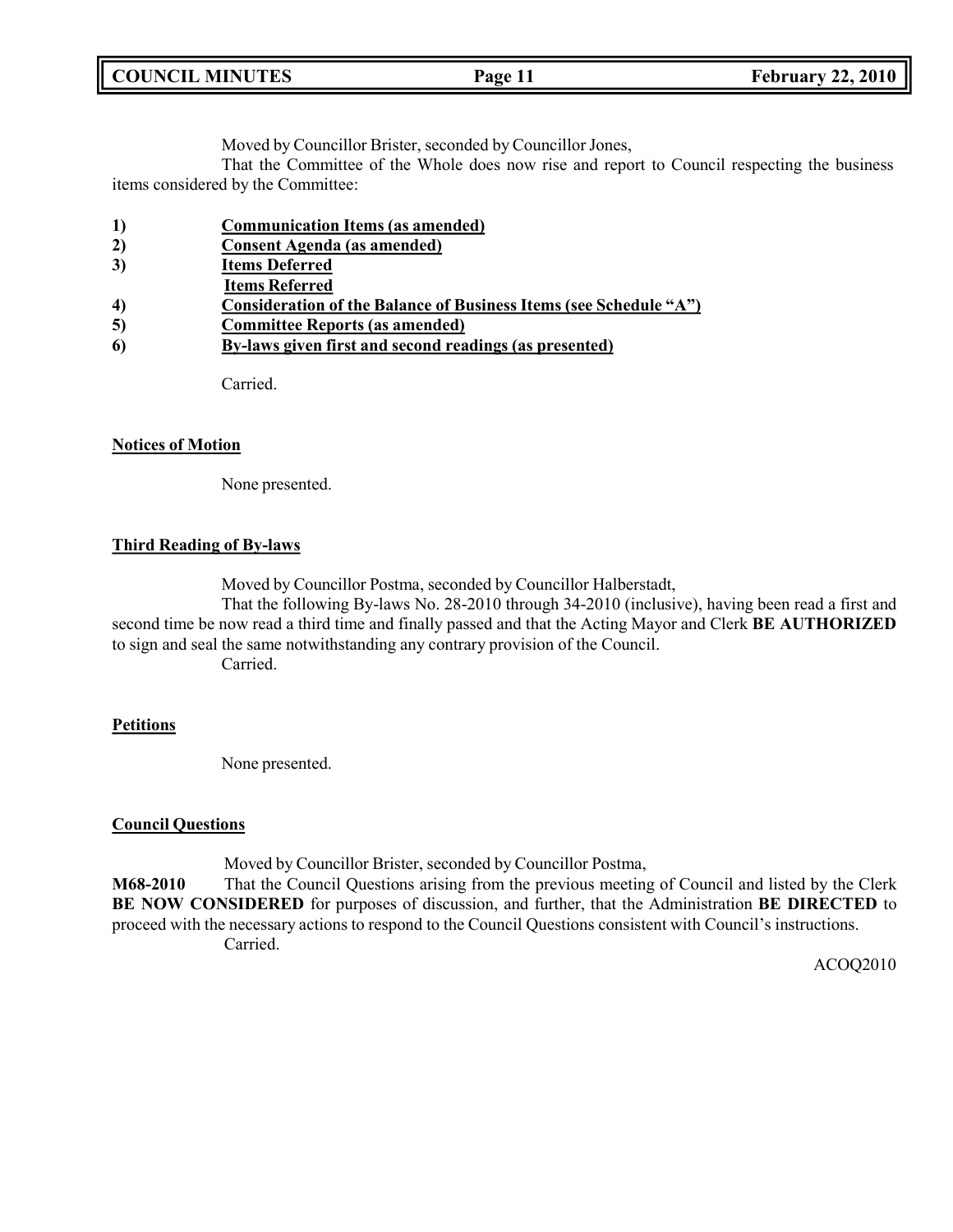Moved by Councillor Brister, seconded by Councillor Jones,

That the Committee of the Whole does now rise and report to Council respecting the business items considered by the Committee:

1) **Communication Items (as amended)**
2) **Consent Agenda (as amended)**
3) **Items Deferred**
   **Items Referred**
4) **Consideration of the Balance of Business Items (see Schedule "A")**
5) **Committee Reports (as amended)**
6) **By-laws given first and second readings (as presented)**

Carried.

**Notices of Motion**

None presented.

**Third Reading of By-laws**

Moved by Councillor Postma, seconded by Councillor Halberstadt,

That the following By-laws No. 28-2010 through 34-2010 (inclusive), having been read a first and second time be now read a third time and finally passed and that the Acting Mayor and Clerk **BE AUTHORIZED** to sign and seal the same notwithstanding any contrary provision of the Council.

Carried.

**Petitions**

None presented.

**Council Questions**

Moved by Councillor Brister, seconded by Councillor Postma,

**M68-2010** That the Council Questions arising from the previous meeting of Council and listed by the Clerk **BE NOW CONSIDERED** for purposes of discussion, and further, that the Administration **BE DIRECTED** to proceed with the necessary actions to respond to the Council Questions consistent with Council's instructions.

Carried.

ACOQ2010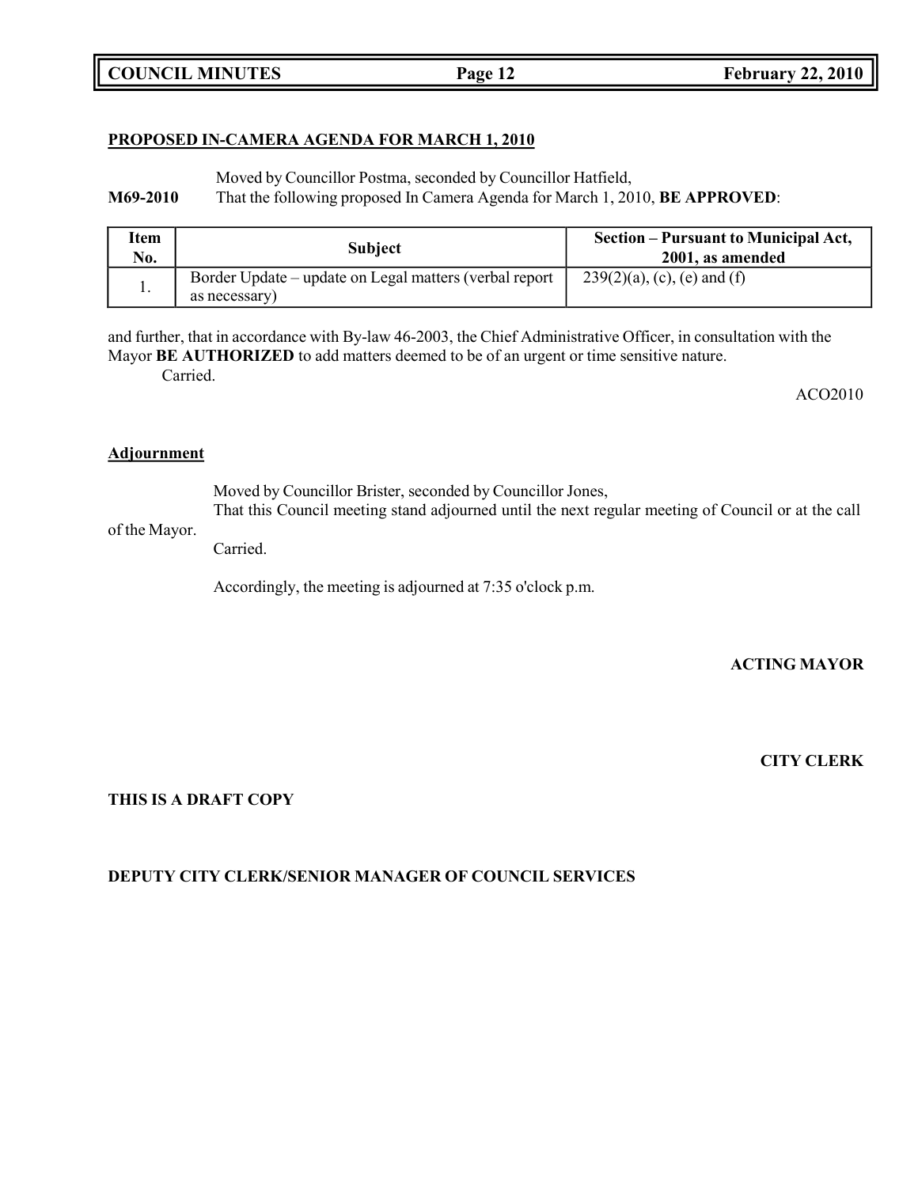## PROPOSED IN-CAMERA AGENDA FOR MARCH 1, 2010

Moved by Councillor Postma, seconded by Councillor Hatfield,

**M69-2010** That the following proposed In Camera Agenda for March 1, 2010, **BE APPROVED**:

| Item No. | Subject | Section – Pursuant to Municipal Act, 2001, as amended |
|---|---|---|
| 1. | Border Update – update on Legal matters (verbal report as necessary) | 239(2)(a), (c), (e) and (f) |

and further, that in accordance with By-law 46-2003, the Chief Administrative Officer, in consultation with the Mayor **BE AUTHORIZED** to add matters deemed to be of an urgent or time sensitive nature.

Carried.

ACO2010

## Adjournment

Moved by Councillor Brister, seconded by Councillor Jones,

That this Council meeting stand adjourned until the next regular meeting of Council or at the call of the Mayor.

Carried.

Accordingly, the meeting is adjourned at 7:35 o'clock p.m.

**ACTING MAYOR**

**CITY CLERK**

**THIS IS A DRAFT COPY**

**DEPUTY CITY CLERK/SENIOR MANAGER OF COUNCIL SERVICES**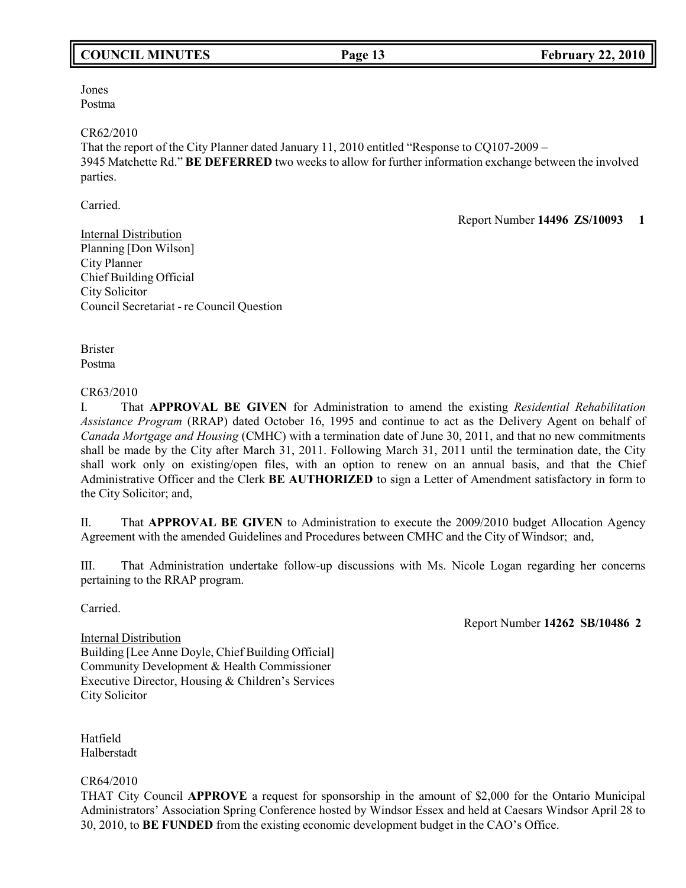Jones
Postma

CR62/2010
That the report of the City Planner dated January 11, 2010 entitled "Response to CQ107-2009 – 3945 Matchette Rd." **BE DEFERRED** two weeks to allow for further information exchange between the involved parties.

Carried.

Report Number **14496 ZS/10093 1**

Internal Distribution
Planning [Don Wilson]
City Planner
Chief Building Official
City Solicitor
Council Secretariat - re Council Question

Brister
Postma

CR63/2010
I. That **APPROVAL BE GIVEN** for Administration to amend the existing *Residential Rehabilitation Assistance Program* (RRAP) dated October 16, 1995 and continue to act as the Delivery Agent on behalf of *Canada Mortgage and Housing* (CMHC) with a termination date of June 30, 2011, and that no new commitments shall be made by the City after March 31, 2011. Following March 31, 2011 until the termination date, the City shall work only on existing/open files, with an option to renew on an annual basis, and that the Chief Administrative Officer and the Clerk **BE AUTHORIZED** to sign a Letter of Amendment satisfactory in form to the City Solicitor; and,

II. That **APPROVAL BE GIVEN** to Administration to execute the 2009/2010 budget Allocation Agency Agreement with the amended Guidelines and Procedures between CMHC and the City of Windsor; and,

III. That Administration undertake follow-up discussions with Ms. Nicole Logan regarding her concerns pertaining to the RRAP program.

Carried.

Report Number **14262 SB/10486 2**

Internal Distribution
Building [Lee Anne Doyle, Chief Building Official]
Community Development & Health Commissioner
Executive Director, Housing & Children's Services
City Solicitor

Hatfield
Halberstadt

CR64/2010
THAT City Council **APPROVE** a request for sponsorship in the amount of $2,000 for the Ontario Municipal Administrators' Association Spring Conference hosted by Windsor Essex and held at Caesars Windsor April 28 to 30, 2010, to **BE FUNDED** from the existing economic development budget in the CAO's Office.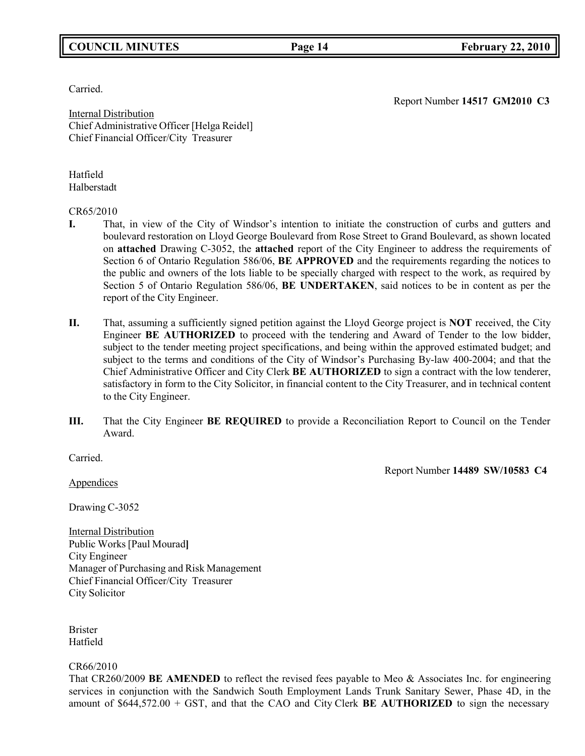Carried.

Report Number **14517 GM2010 C3**

Internal Distribution
Chief Administrative Officer [Helga Reidel]
Chief Financial Officer/City Treasurer

Hatfield
Halberstadt

CR65/2010

**I.** That, in view of the City of Windsor's intention to initiate the construction of curbs and gutters and boulevard restoration on Lloyd George Boulevard from Rose Street to Grand Boulevard, as shown located on **attached** Drawing C-3052, the **attached** report of the City Engineer to address the requirements of Section 6 of Ontario Regulation 586/06, **BE APPROVED** and the requirements regarding the notices to the public and owners of the lots liable to be specially charged with respect to the work, as required by Section 5 of Ontario Regulation 586/06, **BE UNDERTAKEN**, said notices to be in content as per the report of the City Engineer.

**II.** That, assuming a sufficiently signed petition against the Lloyd George project is **NOT** received, the City Engineer **BE AUTHORIZED** to proceed with the tendering and Award of Tender to the low bidder, subject to the tender meeting project specifications, and being within the approved estimated budget; and subject to the terms and conditions of the City of Windsor's Purchasing By-law 400-2004; and that the Chief Administrative Officer and City Clerk **BE AUTHORIZED** to sign a contract with the low tenderer, satisfactory in form to the City Solicitor, in financial content to the City Treasurer, and in technical content to the City Engineer.

**III.** That the City Engineer **BE REQUIRED** to provide a Reconciliation Report to Council on the Tender Award.

Carried.

Report Number **14489 SW/10583 C4**

Appendices

Drawing C-3052

Internal Distribution
Public Works [Paul Mourad]
City Engineer
Manager of Purchasing and Risk Management
Chief Financial Officer/City Treasurer
City Solicitor

Brister
Hatfield

CR66/2010
That CR260/2009 **BE AMENDED** to reflect the revised fees payable to Meo & Associates Inc. for engineering services in conjunction with the Sandwich South Employment Lands Trunk Sanitary Sewer, Phase 4D, in the amount of $644,572.00 + GST, and that the CAO and City Clerk **BE AUTHORIZED** to sign the necessary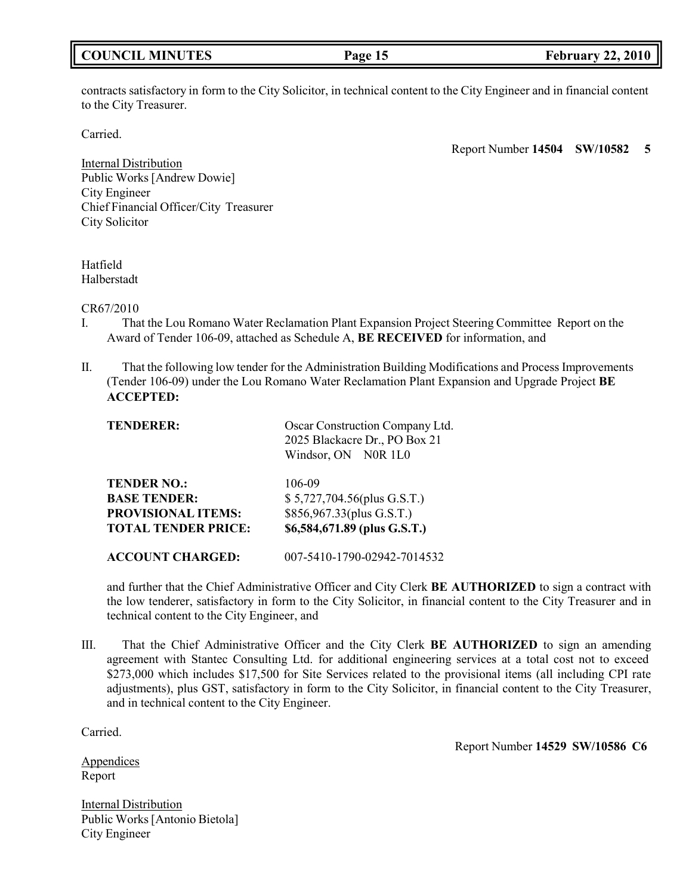contracts satisfactory in form to the City Solicitor, in technical content to the City Engineer and in financial content to the City Treasurer.

Carried.

Report Number **14504 SW/10582 5**

Internal Distribution
Public Works [Andrew Dowie]
City Engineer
Chief Financial Officer/City Treasurer
City Solicitor

Hatfield
Halberstadt

CR67/2010

I. That the Lou Romano Water Reclamation Plant Expansion Project Steering Committee Report on the Award of Tender 106-09, attached as Schedule A, **BE RECEIVED** for information, and

II. That the following low tender for the Administration Building Modifications and Process Improvements (Tender 106-09) under the Lou Romano Water Reclamation Plant Expansion and Upgrade Project **BE ACCEPTED:**

| | |
|---|---|
| **TENDERER:** | Oscar Construction Company Ltd.<br>2025 Blackacre Dr., PO Box 21<br>Windsor, ON N0R 1L0 |
| **TENDER NO.:** | 106-09 |
| **BASE TENDER:** | $ 5,727,704.56(plus G.S.T.) |
| **PROVISIONAL ITEMS:** | $856,967.33(plus G.S.T.) |
| **TOTAL TENDER PRICE:** | **$6,584,671.89 (plus G.S.T.)** |
| **ACCOUNT CHARGED:** | 007-5410-1790-02942-7014532 |

and further that the Chief Administrative Officer and City Clerk **BE AUTHORIZED** to sign a contract with the low tenderer, satisfactory in form to the City Solicitor, in financial content to the City Treasurer and in technical content to the City Engineer, and

III. That the Chief Administrative Officer and the City Clerk **BE AUTHORIZED** to sign an amending agreement with Stantec Consulting Ltd. for additional engineering services at a total cost not to exceed $273,000 which includes $17,500 for Site Services related to the provisional items (all including CPI rate adjustments), plus GST, satisfactory in form to the City Solicitor, in financial content to the City Treasurer, and in technical content to the City Engineer.

Carried.

Report Number **14529 SW/10586 C6**

Appendices
Report

Internal Distribution
Public Works [Antonio Bietola]
City Engineer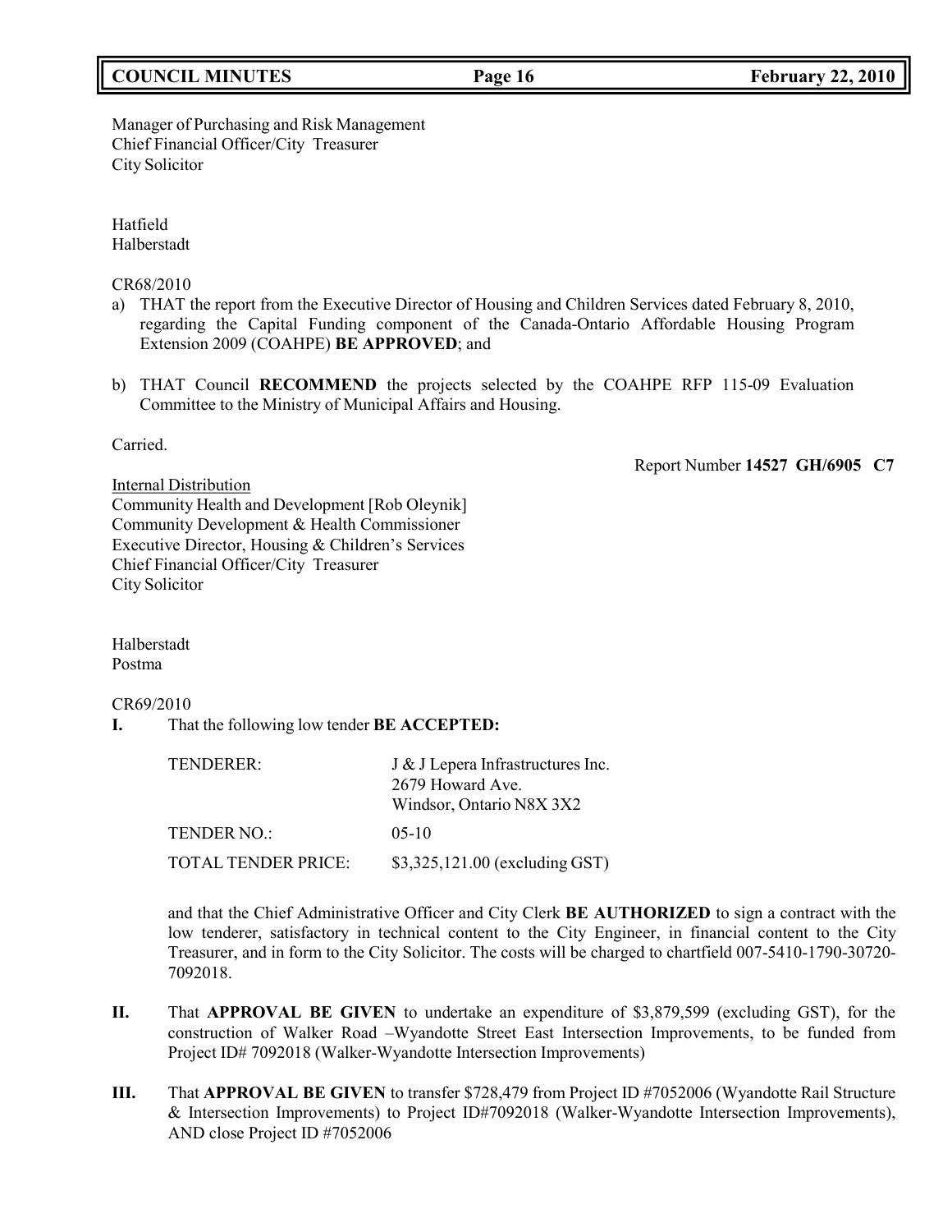Manager of Purchasing and Risk Management
Chief Financial Officer/City Treasurer
City Solicitor

Hatfield
Halberstadt

CR68/2010

a) THAT the report from the Executive Director of Housing and Children Services dated February 8, 2010, regarding the Capital Funding component of the Canada-Ontario Affordable Housing Program Extension 2009 (COAHPE) **BE APPROVED**; and

b) THAT Council **RECOMMEND** the projects selected by the COAHPE RFP 115-09 Evaluation Committee to the Ministry of Municipal Affairs and Housing.

Carried.

Report Number **14527 GH/6905 C7**

Internal Distribution
Community Health and Development [Rob Oleynik]
Community Development & Health Commissioner
Executive Director, Housing & Children's Services
Chief Financial Officer/City Treasurer
City Solicitor

Halberstadt
Postma

CR69/2010

**I.** That the following low tender **BE ACCEPTED:**

| | |
|---|---|
| TENDERER: | J & J Lepera Infrastructures Inc.<br>2679 Howard Ave.<br>Windsor, Ontario N8X 3X2 |
| TENDER NO.: | 05-10 |
| TOTAL TENDER PRICE: | $3,325,121.00 (excluding GST) |

and that the Chief Administrative Officer and City Clerk **BE AUTHORIZED** to sign a contract with the low tenderer, satisfactory in technical content to the City Engineer, in financial content to the City Treasurer, and in form to the City Solicitor. The costs will be charged to chartfield 007-5410-1790-30720-7092018.

**II.** That **APPROVAL BE GIVEN** to undertake an expenditure of $3,879,599 (excluding GST), for the construction of Walker Road –Wyandotte Street East Intersection Improvements, to be funded from Project ID# 7092018 (Walker-Wyandotte Intersection Improvements)

**III.** That **APPROVAL BE GIVEN** to transfer $728,479 from Project ID #7052006 (Wyandotte Rail Structure & Intersection Improvements) to Project ID#7092018 (Walker-Wyandotte Intersection Improvements), AND close Project ID #7052006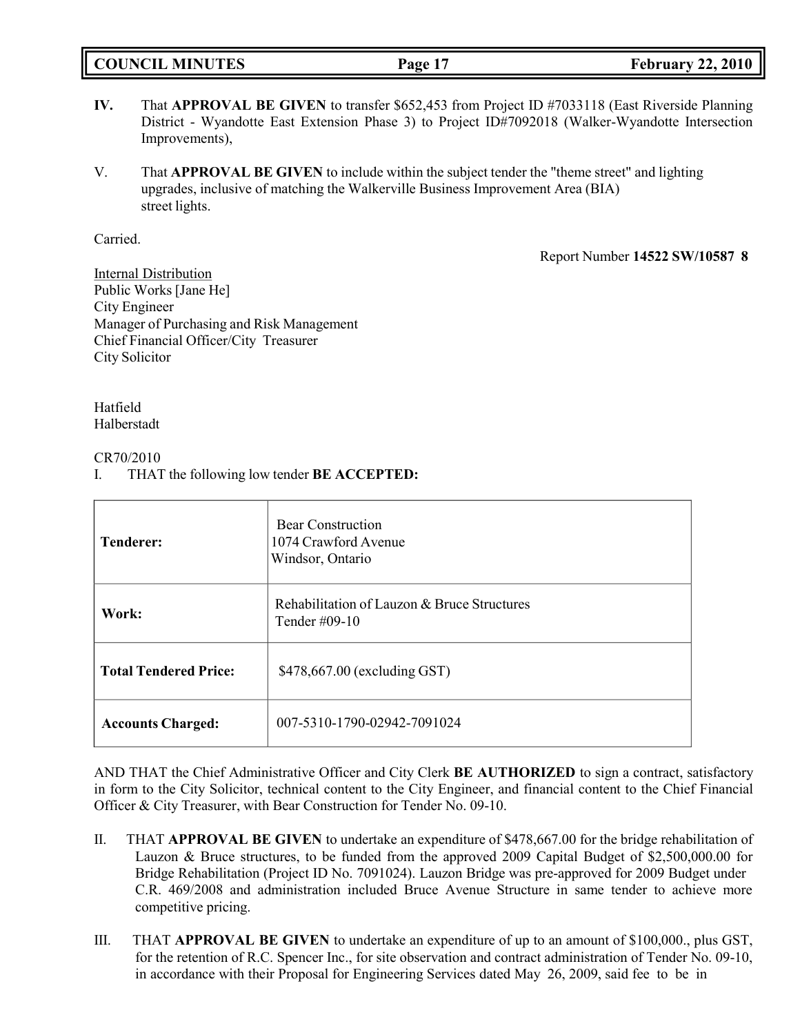**IV.** That **APPROVAL BE GIVEN** to transfer $652,453 from Project ID #7033118 (East Riverside Planning District - Wyandotte East Extension Phase 3) to Project ID#7092018 (Walker-Wyandotte Intersection Improvements),

V. That **APPROVAL BE GIVEN** to include within the subject tender the "theme street" and lighting upgrades, inclusive of matching the Walkerville Business Improvement Area (BIA) street lights.

Carried.

Report Number **14522 SW/10587 8**

Internal Distribution
Public Works [Jane He]
City Engineer
Manager of Purchasing and Risk Management
Chief Financial Officer/City Treasurer
City Solicitor

Hatfield
Halberstadt

CR70/2010
I. THAT the following low tender **BE ACCEPTED:**

| | |
|---|---|
| **Tenderer:** | Bear Construction<br>1074 Crawford Avenue<br>Windsor, Ontario |
| **Work:** | Rehabilitation of Lauzon & Bruce Structures<br>Tender #09-10 |
| **Total Tendered Price:** | $478,667.00 (excluding GST) |
| **Accounts Charged:** | 007-5310-1790-02942-7091024 |

AND THAT the Chief Administrative Officer and City Clerk **BE AUTHORIZED** to sign a contract, satisfactory in form to the City Solicitor, technical content to the City Engineer, and financial content to the Chief Financial Officer & City Treasurer, with Bear Construction for Tender No. 09-10.

II. THAT **APPROVAL BE GIVEN** to undertake an expenditure of $478,667.00 for the bridge rehabilitation of Lauzon & Bruce structures, to be funded from the approved 2009 Capital Budget of $2,500,000.00 for Bridge Rehabilitation (Project ID No. 7091024). Lauzon Bridge was pre-approved for 2009 Budget under C.R. 469/2008 and administration included Bruce Avenue Structure in same tender to achieve more competitive pricing.

III. THAT **APPROVAL BE GIVEN** to undertake an expenditure of up to an amount of $100,000., plus GST, for the retention of R.C. Spencer Inc., for site observation and contract administration of Tender No. 09-10, in accordance with their Proposal for Engineering Services dated May 26, 2009, said fee to be in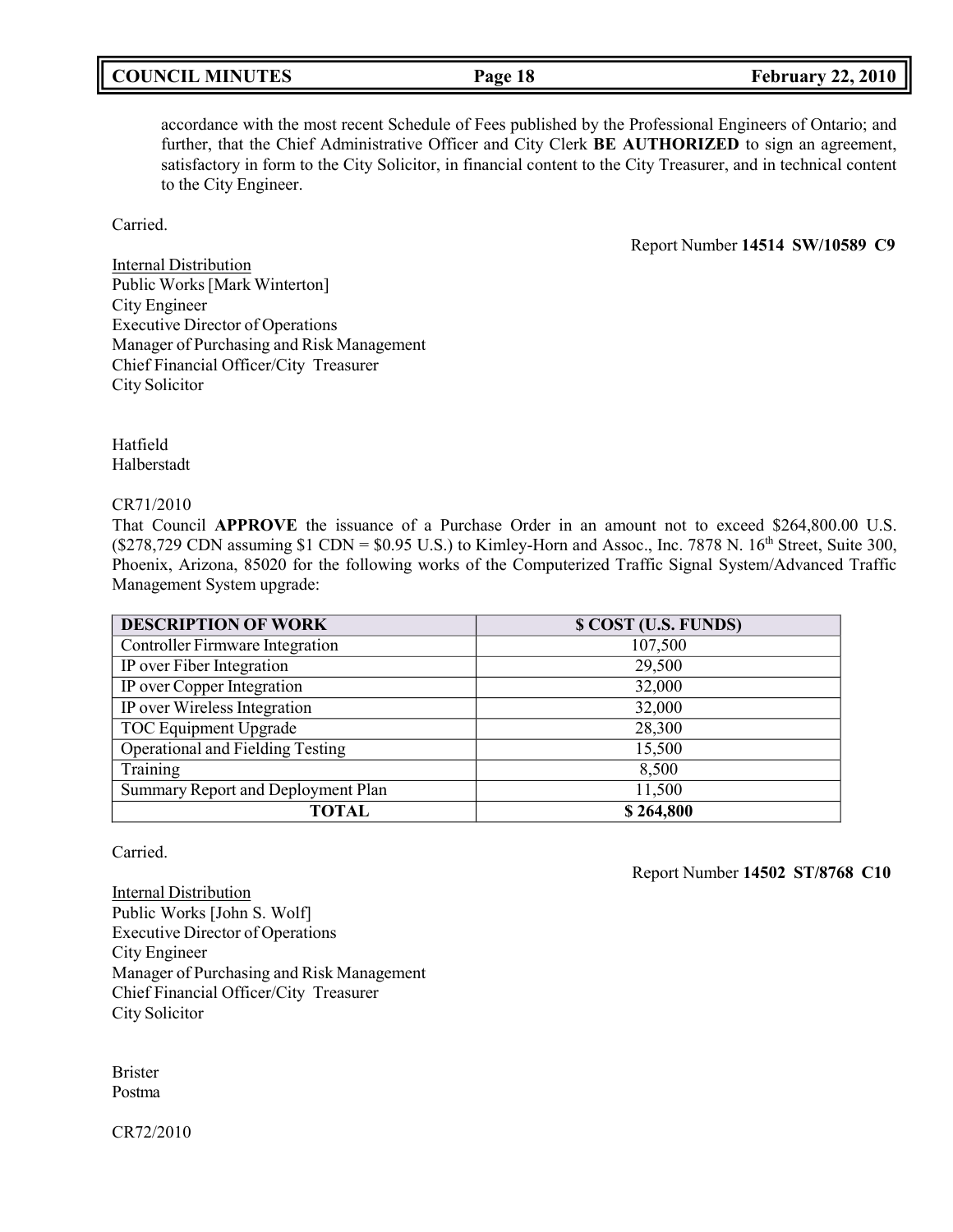accordance with the most recent Schedule of Fees published by the Professional Engineers of Ontario; and further, that the Chief Administrative Officer and City Clerk **BE AUTHORIZED** to sign an agreement, satisfactory in form to the City Solicitor, in financial content to the City Treasurer, and in technical content to the City Engineer.

Carried.

Report Number **14514 SW/10589 C9**

Internal Distribution
Public Works [Mark Winterton]
City Engineer
Executive Director of Operations
Manager of Purchasing and Risk Management
Chief Financial Officer/City Treasurer
City Solicitor

Hatfield
Halberstadt

CR71/2010
That Council **APPROVE** the issuance of a Purchase Order in an amount not to exceed $264,800.00 U.S. ($278,729 CDN assuming $1 CDN = $0.95 U.S.) to Kimley-Horn and Assoc., Inc. 7878 N. 16th Street, Suite 300, Phoenix, Arizona, 85020 for the following works of the Computerized Traffic Signal System/Advanced Traffic Management System upgrade:

| DESCRIPTION OF WORK | $ COST (U.S. FUNDS) |
|---|---|
| Controller Firmware Integration | 107,500 |
| IP over Fiber Integration | 29,500 |
| IP over Copper Integration | 32,000 |
| IP over Wireless Integration | 32,000 |
| TOC Equipment Upgrade | 28,300 |
| Operational and Fielding Testing | 15,500 |
| Training | 8,500 |
| Summary Report and Deployment Plan | 11,500 |
| **TOTAL** | **$ 264,800** |

Carried.

Report Number **14502 ST/8768 C10**

Internal Distribution
Public Works [John S. Wolf]
Executive Director of Operations
City Engineer
Manager of Purchasing and Risk Management
Chief Financial Officer/City Treasurer
City Solicitor

Brister
Postma

CR72/2010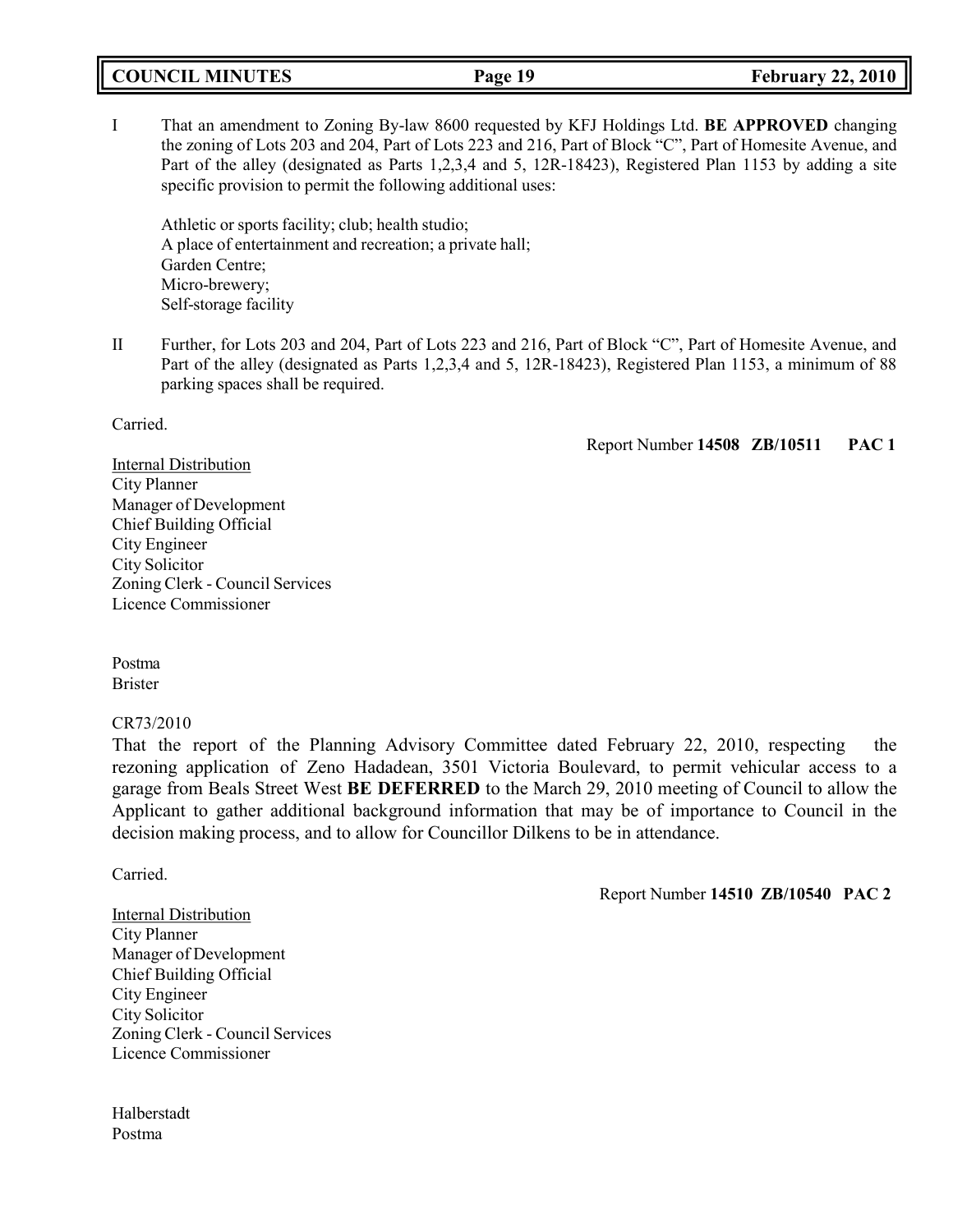I That an amendment to Zoning By-law 8600 requested by KFJ Holdings Ltd. **BE APPROVED** changing the zoning of Lots 203 and 204, Part of Lots 223 and 216, Part of Block "C", Part of Homesite Avenue, and Part of the alley (designated as Parts 1,2,3,4 and 5, 12R-18423), Registered Plan 1153 by adding a site specific provision to permit the following additional uses:

Athletic or sports facility; club; health studio;
A place of entertainment and recreation; a private hall;
Garden Centre;
Micro-brewery;
Self-storage facility

II Further, for Lots 203 and 204, Part of Lots 223 and 216, Part of Block "C", Part of Homesite Avenue, and Part of the alley (designated as Parts 1,2,3,4 and 5, 12R-18423), Registered Plan 1153, a minimum of 88 parking spaces shall be required.

Carried.

Report Number **14508 ZB/10511 PAC 1**

Internal Distribution
City Planner
Manager of Development
Chief Building Official
City Engineer
City Solicitor
Zoning Clerk - Council Services
Licence Commissioner

Postma
Brister

CR73/2010

That the report of the Planning Advisory Committee dated February 22, 2010, respecting the rezoning application of Zeno Hadadean, 3501 Victoria Boulevard, to permit vehicular access to a garage from Beals Street West **BE DEFERRED** to the March 29, 2010 meeting of Council to allow the Applicant to gather additional background information that may be of importance to Council in the decision making process, and to allow for Councillor Dilkens to be in attendance.

Carried.

Report Number **14510 ZB/10540 PAC 2**

Internal Distribution
City Planner
Manager of Development
Chief Building Official
City Engineer
City Solicitor
Zoning Clerk - Council Services
Licence Commissioner

Halberstadt
Postma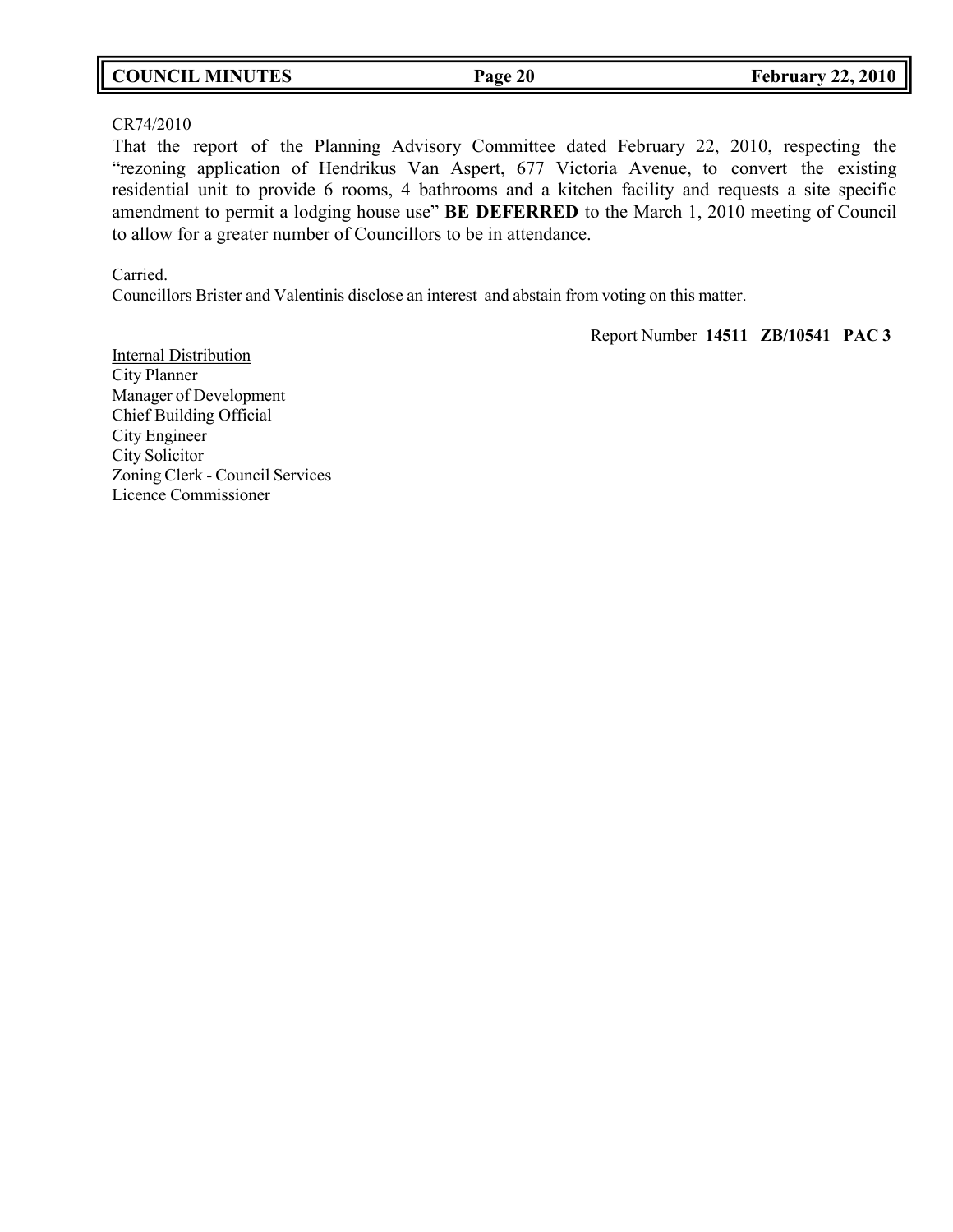CR74/2010

That the report of the Planning Advisory Committee dated February 22, 2010, respecting the "rezoning application of Hendrikus Van Aspert, 677 Victoria Avenue, to convert the existing residential unit to provide 6 rooms, 4 bathrooms and a kitchen facility and requests a site specific amendment to permit a lodging house use" **BE DEFERRED** to the March 1, 2010 meeting of Council to allow for a greater number of Councillors to be in attendance.

Carried.

Councillors Brister and Valentinis disclose an interest and abstain from voting on this matter.

Report Number **14511 ZB/10541 PAC 3**

Internal Distribution

City Planner
Manager of Development
Chief Building Official
City Engineer
City Solicitor
Zoning Clerk - Council Services
Licence Commissioner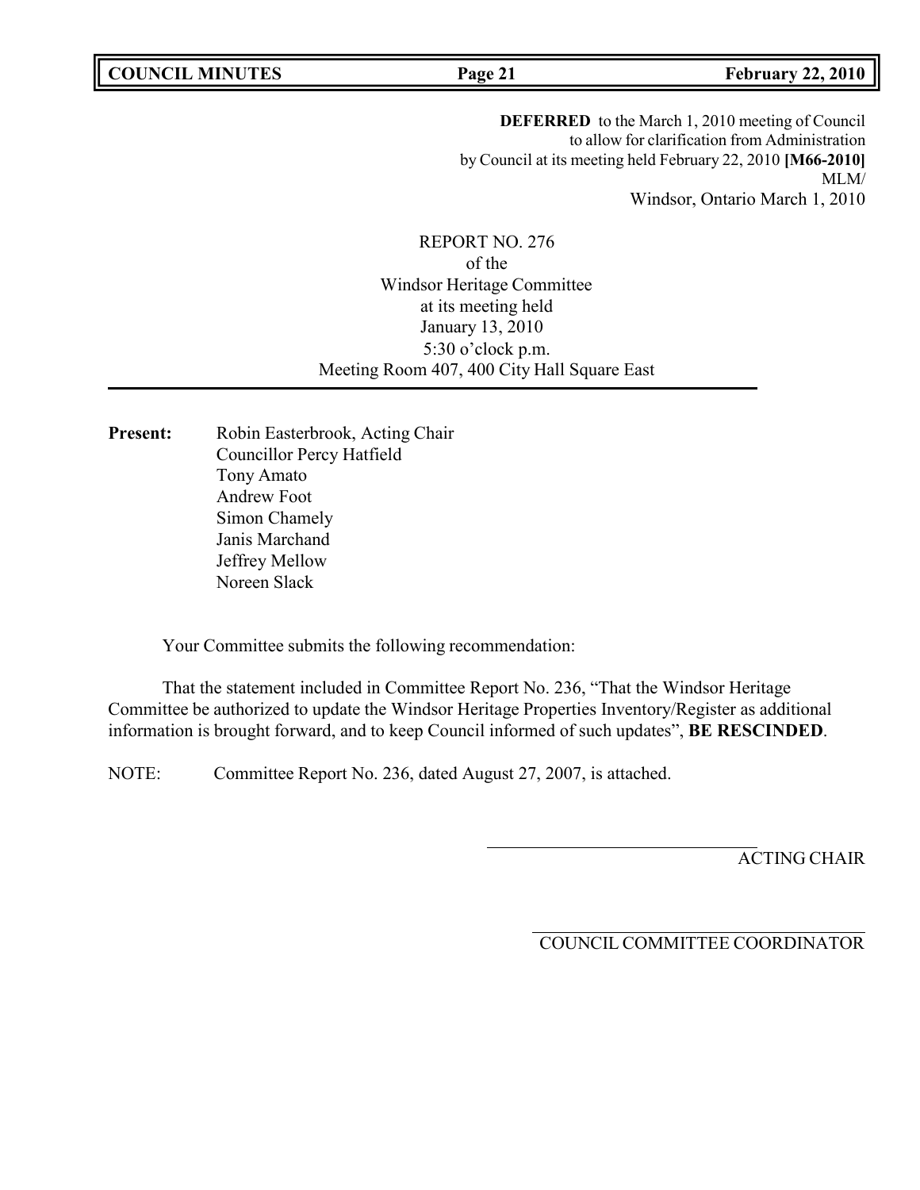**DEFERRED** to the March 1, 2010 meeting of Council to allow for clarification from Administration by Council at its meeting held February 22, 2010 **[M66-2010]**
MLM/
Windsor, Ontario March 1, 2010

REPORT NO. 276
of the
Windsor Heritage Committee
at its meeting held
January 13, 2010
5:30 o'clock p.m.
Meeting Room 407, 400 City Hall Square East

---

**Present:** Robin Easterbrook, Acting Chair
Councillor Percy Hatfield
Tony Amato
Andrew Foot
Simon Chamely
Janis Marchand
Jeffrey Mellow
Noreen Slack

Your Committee submits the following recommendation:

That the statement included in Committee Report No. 236, "That the Windsor Heritage Committee be authorized to update the Windsor Heritage Properties Inventory/Register as additional information is brought forward, and to keep Council informed of such updates", **BE RESCINDED**.

NOTE: Committee Report No. 236, dated August 27, 2007, is attached.

ACTING CHAIR

COUNCIL COMMITTEE COORDINATOR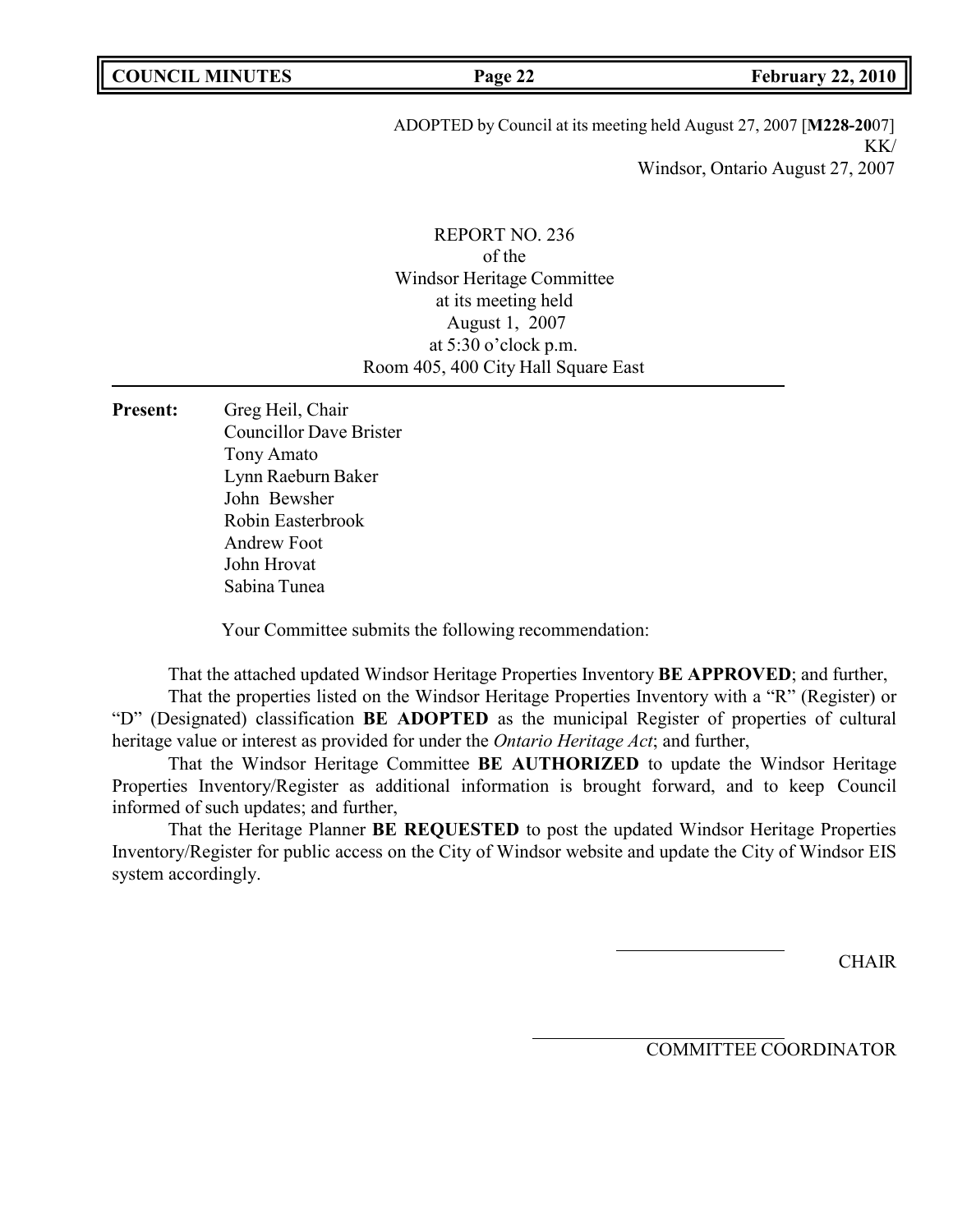ADOPTED by Council at its meeting held August 27, 2007 [**M228-20**07]
KK/
Windsor, Ontario August 27, 2007

REPORT NO. 236
of the
Windsor Heritage Committee
at its meeting held
August 1, 2007
at 5:30 o'clock p.m.
Room 405, 400 City Hall Square East

---

**Present:** Greg Heil, Chair
Councillor Dave Brister
Tony Amato
Lynn Raeburn Baker
John Bewsher
Robin Easterbrook
Andrew Foot
John Hrovat
Sabina Tunea

Your Committee submits the following recommendation:

That the attached updated Windsor Heritage Properties Inventory **BE APPROVED**; and further,

That the properties listed on the Windsor Heritage Properties Inventory with a "R" (Register) or "D" (Designated) classification **BE ADOPTED** as the municipal Register of properties of cultural heritage value or interest as provided for under the *Ontario Heritage Act*; and further,

That the Windsor Heritage Committee **BE AUTHORIZED** to update the Windsor Heritage Properties Inventory/Register as additional information is brought forward, and to keep Council informed of such updates; and further,

That the Heritage Planner **BE REQUESTED** to post the updated Windsor Heritage Properties Inventory/Register for public access on the City of Windsor website and update the City of Windsor EIS system accordingly.

CHAIR

COMMITTEE COORDINATOR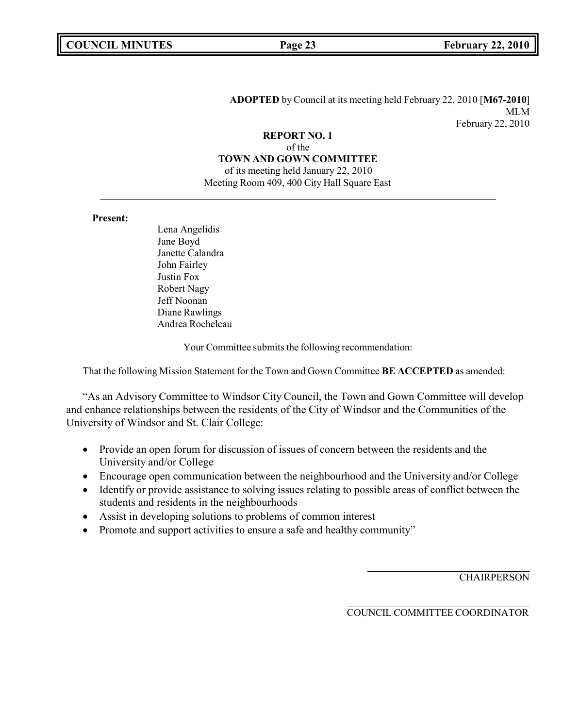**ADOPTED** by Council at its meeting held February 22, 2010 [**M67-2010**]
MLM
February 22, 2010

**REPORT NO. 1**
of the
**TOWN AND GOWN COMMITTEE**
of its meeting held January 22, 2010
Meeting Room 409, 400 City Hall Square East

---

**Present:**

Lena Angelidis
Jane Boyd
Janette Calandra
John Fairley
Justin Fox
Robert Nagy
Jeff Noonan
Diane Rawlings
Andrea Rocheleau

Your Committee submits the following recommendation:

That the following Mission Statement for the Town and Gown Committee **BE ACCEPTED** as amended:

"As an Advisory Committee to Windsor City Council, the Town and Gown Committee will develop and enhance relationships between the residents of the City of Windsor and the Communities of the University of Windsor and St. Clair College:

- Provide an open forum for discussion of issues of concern between the residents and the University and/or College
- Encourage open communication between the neighbourhood and the University and/or College
- Identify or provide assistance to solving issues relating to possible areas of conflict between the students and residents in the neighbourhoods
- Assist in developing solutions to problems of common interest
- Promote and support activities to ensure a safe and healthy community"

CHAIRPERSON

COUNCIL COMMITTEE COORDINATOR